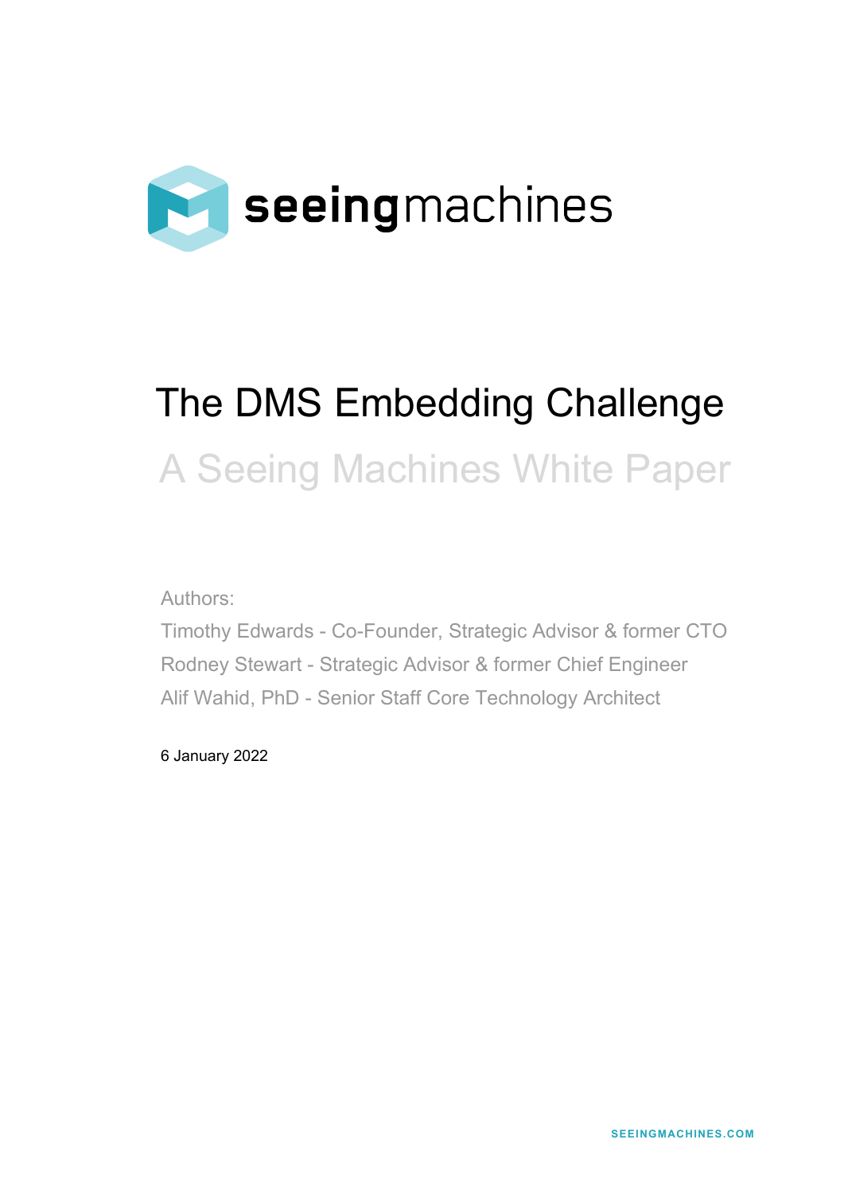seeingmachines

# The DMS Embedding Challenge

## A Seeing Machines White Paper

Authors:

Timothy Edwards - Co-Founder, Strategic Advisor & former CTO

Rodney Stewart - Strategic Advisor & former Chief Engineer

Alif Wahid, PhD - Senior Staff Core Technology Architect

6 January 2022

SEEINGMACHINES.COM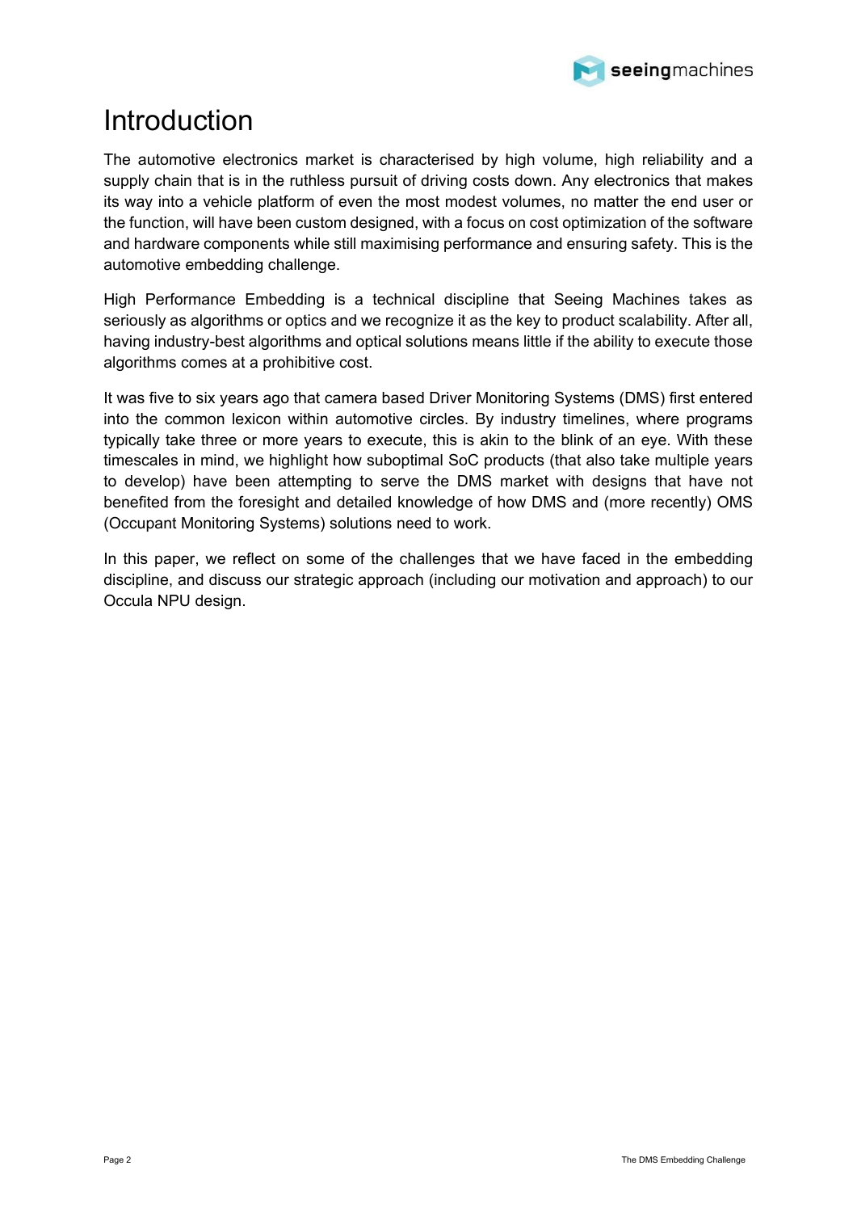# Introduction

The automotive electronics market is characterised by high volume, high reliability and a supply chain that is in the ruthless pursuit of driving costs down. Any electronics that makes its way into a vehicle platform of even the most modest volumes, no matter the end user or the function, will have been custom designed, with a focus on cost optimization of the software and hardware components while still maximising performance and ensuring safety. This is the automotive embedding challenge.

High Performance Embedding is a technical discipline that Seeing Machines takes as seriously as algorithms or optics and we recognize it as the key to product scalability. After all, having industry-best algorithms and optical solutions means little if the ability to execute those algorithms comes at a prohibitive cost.

It was five to six years ago that camera based Driver Monitoring Systems (DMS) first entered into the common lexicon within automotive circles. By industry timelines, where programs typically take three or more years to execute, this is akin to the blink of an eye. With these timescales in mind, we highlight how suboptimal SoC products (that also take multiple years to develop) have been attempting to serve the DMS market with designs that have not benefited from the foresight and detailed knowledge of how DMS and (more recently) OMS (Occupant Monitoring Systems) solutions need to work.

In this paper, we reflect on some of the challenges that we have faced in the embedding discipline, and discuss our strategic approach (including our motivation and approach) to our Occula NPU design.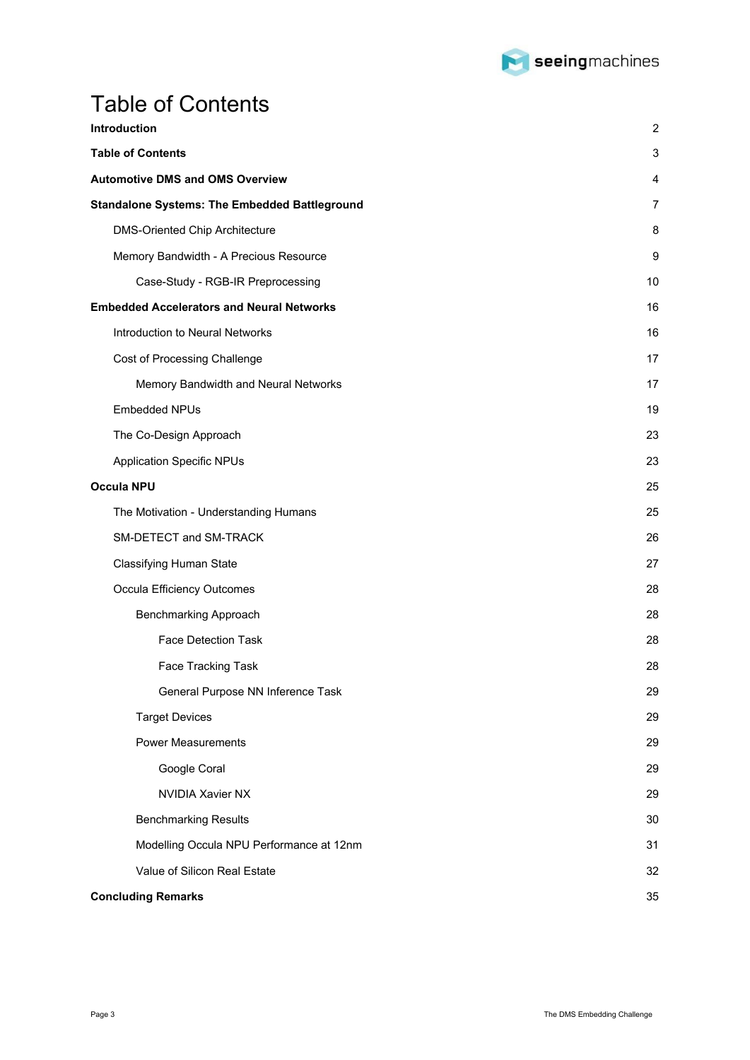# Table of Contents

| | |
|---|---|
| **Introduction** | 2 |
| **Table of Contents** | 3 |
| **Automotive DMS and OMS Overview** | 4 |
| **Standalone Systems: The Embedded Battleground** | 7 |
| DMS-Oriented Chip Architecture | 8 |
| Memory Bandwidth - A Precious Resource | 9 |
| Case-Study - RGB-IR Preprocessing | 10 |
| **Embedded Accelerators and Neural Networks** | 16 |
| Introduction to Neural Networks | 16 |
| Cost of Processing Challenge | 17 |
| Memory Bandwidth and Neural Networks | 17 |
| Embedded NPUs | 19 |
| The Co-Design Approach | 23 |
| Application Specific NPUs | 23 |
| **Occula NPU** | 25 |
| The Motivation - Understanding Humans | 25 |
| SM-DETECT and SM-TRACK | 26 |
| Classifying Human State | 27 |
| Occula Efficiency Outcomes | 28 |
| Benchmarking Approach | 28 |
| Face Detection Task | 28 |
| Face Tracking Task | 28 |
| General Purpose NN Inference Task | 29 |
| Target Devices | 29 |
| Power Measurements | 29 |
| Google Coral | 29 |
| NVIDIA Xavier NX | 29 |
| Benchmarking Results | 30 |
| Modelling Occula NPU Performance at 12nm | 31 |
| Value of Silicon Real Estate | 32 |
| **Concluding Remarks** | 35 |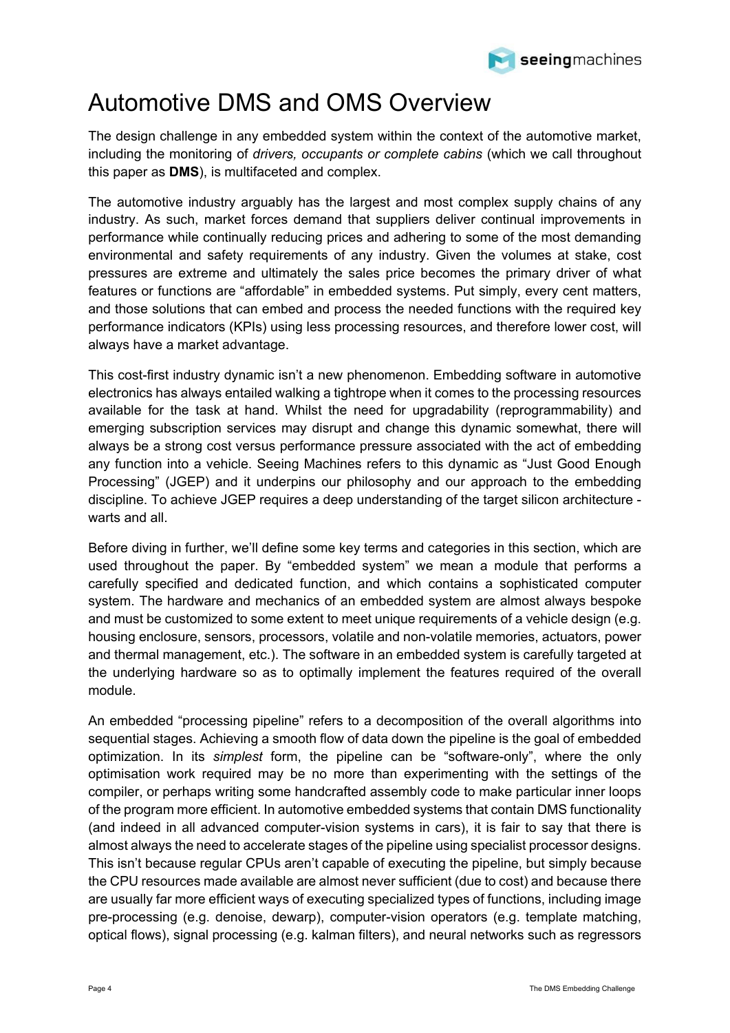# Automotive DMS and OMS Overview

The design challenge in any embedded system within the context of the automotive market, including the monitoring of *drivers, occupants or complete cabins* (which we call throughout this paper as **DMS**), is multifaceted and complex.

The automotive industry arguably has the largest and most complex supply chains of any industry. As such, market forces demand that suppliers deliver continual improvements in performance while continually reducing prices and adhering to some of the most demanding environmental and safety requirements of any industry. Given the volumes at stake, cost pressures are extreme and ultimately the sales price becomes the primary driver of what features or functions are "affordable" in embedded systems. Put simply, every cent matters, and those solutions that can embed and process the needed functions with the required key performance indicators (KPIs) using less processing resources, and therefore lower cost, will always have a market advantage.

This cost-first industry dynamic isn't a new phenomenon. Embedding software in automotive electronics has always entailed walking a tightrope when it comes to the processing resources available for the task at hand. Whilst the need for upgradability (reprogrammability) and emerging subscription services may disrupt and change this dynamic somewhat, there will always be a strong cost versus performance pressure associated with the act of embedding any function into a vehicle. Seeing Machines refers to this dynamic as "Just Good Enough Processing" (JGEP) and it underpins our philosophy and our approach to the embedding discipline. To achieve JGEP requires a deep understanding of the target silicon architecture - warts and all.

Before diving in further, we'll define some key terms and categories in this section, which are used throughout the paper. By "embedded system" we mean a module that performs a carefully specified and dedicated function, and which contains a sophisticated computer system. The hardware and mechanics of an embedded system are almost always bespoke and must be customized to some extent to meet unique requirements of a vehicle design (e.g. housing enclosure, sensors, processors, volatile and non-volatile memories, actuators, power and thermal management, etc.). The software in an embedded system is carefully targeted at the underlying hardware so as to optimally implement the features required of the overall module.

An embedded "processing pipeline" refers to a decomposition of the overall algorithms into sequential stages. Achieving a smooth flow of data down the pipeline is the goal of embedded optimization. In its *simplest* form, the pipeline can be "software-only", where the only optimisation work required may be no more than experimenting with the settings of the compiler, or perhaps writing some handcrafted assembly code to make particular inner loops of the program more efficient. In automotive embedded systems that contain DMS functionality (and indeed in all advanced computer-vision systems in cars), it is fair to say that there is almost always the need to accelerate stages of the pipeline using specialist processor designs. This isn't because regular CPUs aren't capable of executing the pipeline, but simply because the CPU resources made available are almost never sufficient (due to cost) and because there are usually far more efficient ways of executing specialized types of functions, including image pre-processing (e.g. denoise, dewarp), computer-vision operators (e.g. template matching, optical flows), signal processing (e.g. kalman filters), and neural networks such as regressors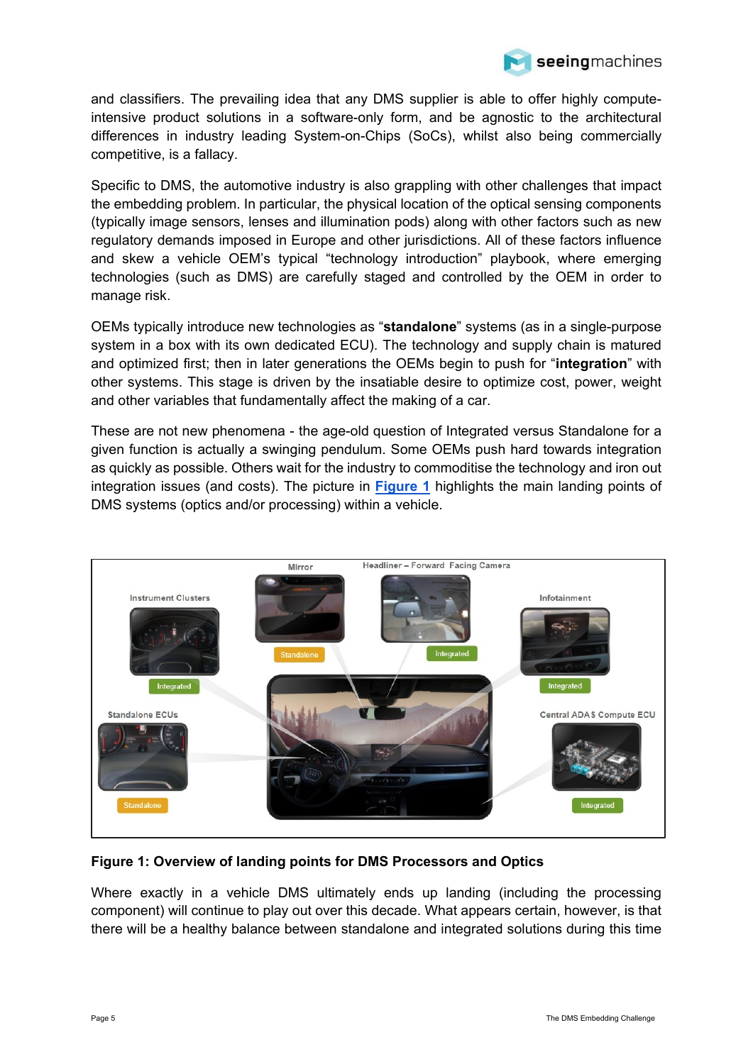and classifiers. The prevailing idea that any DMS supplier is able to offer highly compute-intensive product solutions in a software-only form, and be agnostic to the architectural differences in industry leading System-on-Chips (SoCs), whilst also being commercially competitive, is a fallacy.

Specific to DMS, the automotive industry is also grappling with other challenges that impact the embedding problem. In particular, the physical location of the optical sensing components (typically image sensors, lenses and illumination pods) along with other factors such as new regulatory demands imposed in Europe and other jurisdictions. All of these factors influence and skew a vehicle OEM's typical "technology introduction" playbook, where emerging technologies (such as DMS) are carefully staged and controlled by the OEM in order to manage risk.

OEMs typically introduce new technologies as "**standalone**" systems (as in a single-purpose system in a box with its own dedicated ECU). The technology and supply chain is matured and optimized first; then in later generations the OEMs begin to push for "**integration**" with other systems. This stage is driven by the insatiable desire to optimize cost, power, weight and other variables that fundamentally affect the making of a car.

These are not new phenomena - the age-old question of Integrated versus Standalone for a given function is actually a swinging pendulum. Some OEMs push hard towards integration as quickly as possible. Others wait for the industry to commoditise the technology and iron out integration issues (and costs). The picture in **Figure 1** highlights the main landing points of DMS systems (optics and/or processing) within a vehicle.

**Figure 1: Overview of landing points for DMS Processors and Optics**

Where exactly in a vehicle DMS ultimately ends up landing (including the processing component) will continue to play out over this decade. What appears certain, however, is that there will be a healthy balance between standalone and integrated solutions during this time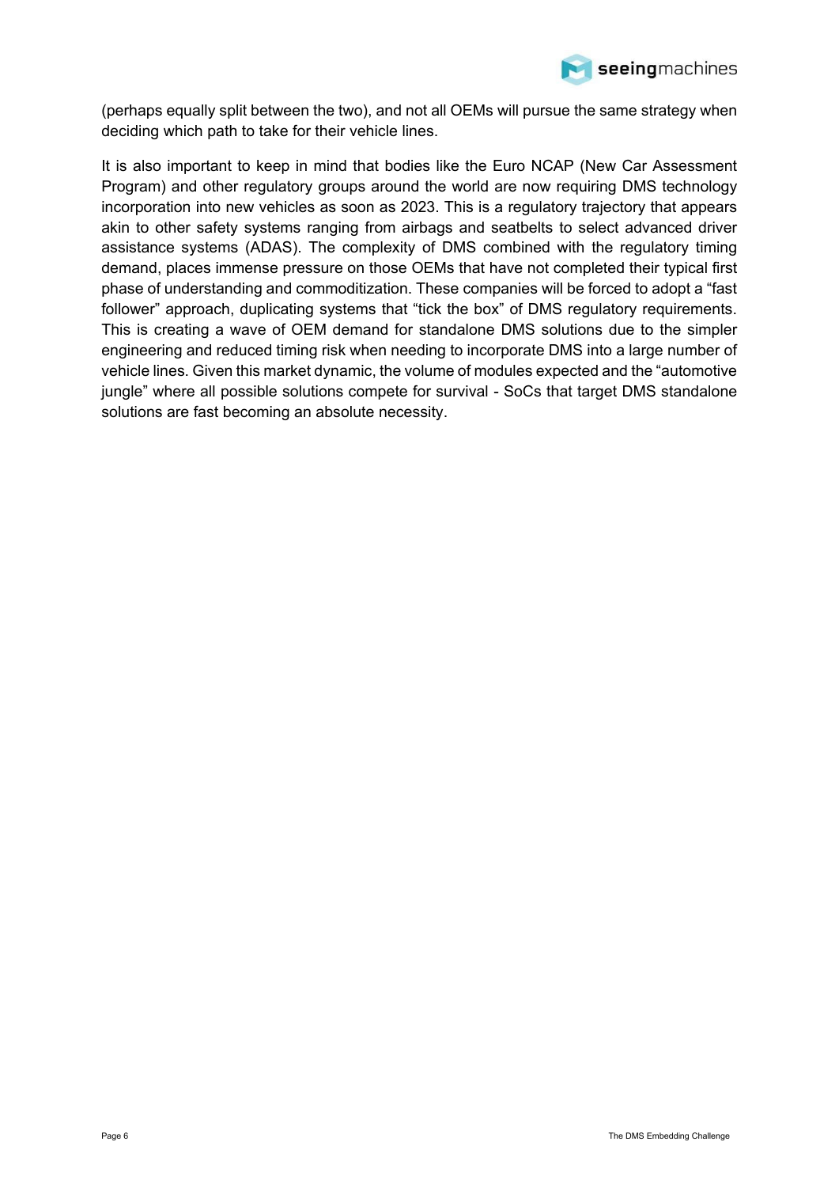(perhaps equally split between the two), and not all OEMs will pursue the same strategy when deciding which path to take for their vehicle lines.

It is also important to keep in mind that bodies like the Euro NCAP (New Car Assessment Program) and other regulatory groups around the world are now requiring DMS technology incorporation into new vehicles as soon as 2023. This is a regulatory trajectory that appears akin to other safety systems ranging from airbags and seatbelts to select advanced driver assistance systems (ADAS). The complexity of DMS combined with the regulatory timing demand, places immense pressure on those OEMs that have not completed their typical first phase of understanding and commoditization. These companies will be forced to adopt a "fast follower" approach, duplicating systems that "tick the box" of DMS regulatory requirements. This is creating a wave of OEM demand for standalone DMS solutions due to the simpler engineering and reduced timing risk when needing to incorporate DMS into a large number of vehicle lines. Given this market dynamic, the volume of modules expected and the "automotive jungle" where all possible solutions compete for survival - SoCs that target DMS standalone solutions are fast becoming an absolute necessity.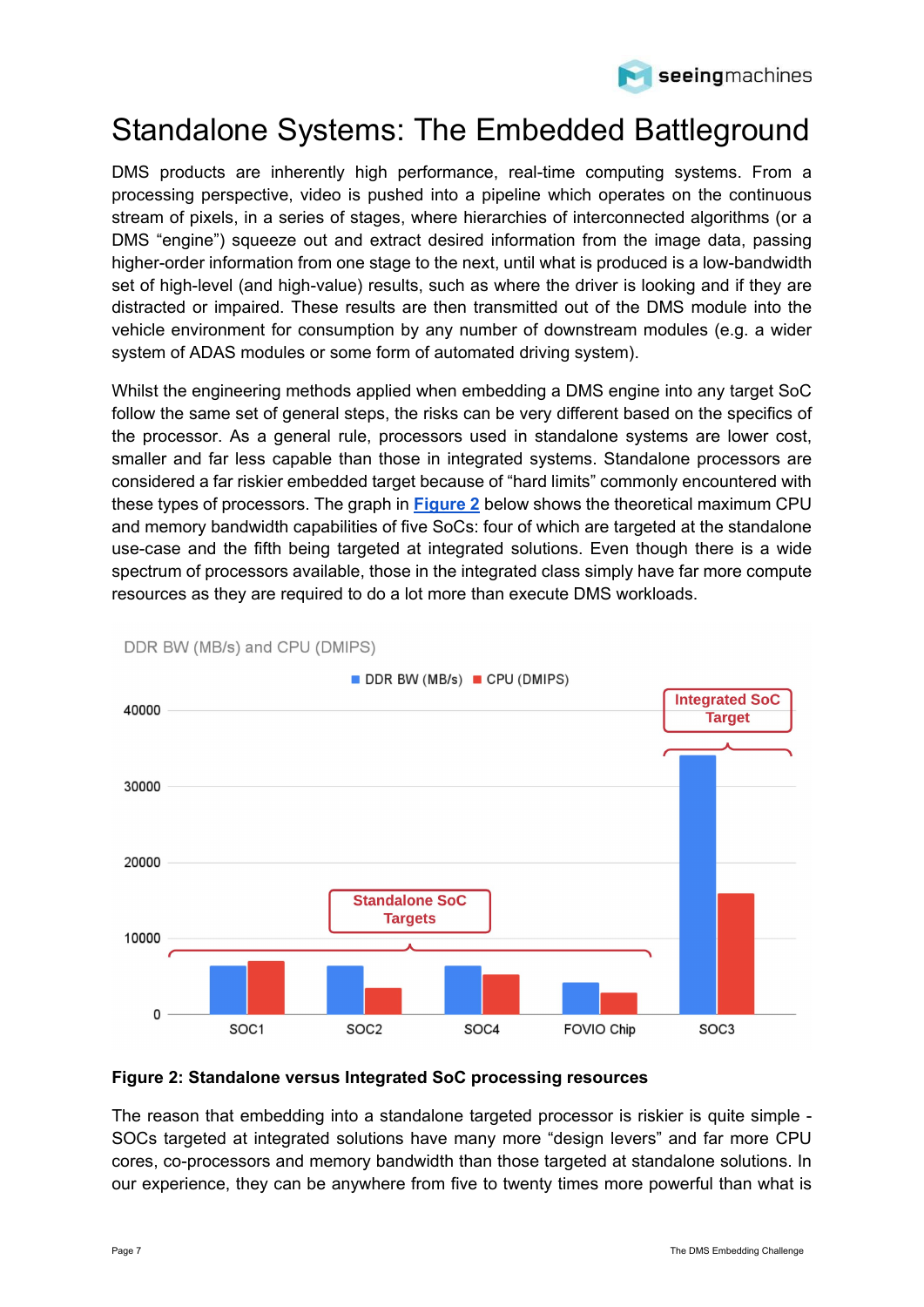# Standalone Systems: The Embedded Battleground

DMS products are inherently high performance, real-time computing systems. From a processing perspective, video is pushed into a pipeline which operates on the continuous stream of pixels, in a series of stages, where hierarchies of interconnected algorithms (or a DMS "engine") squeeze out and extract desired information from the image data, passing higher-order information from one stage to the next, until what is produced is a low-bandwidth set of high-level (and high-value) results, such as where the driver is looking and if they are distracted or impaired. These results are then transmitted out of the DMS module into the vehicle environment for consumption by any number of downstream modules (e.g. a wider system of ADAS modules or some form of automated driving system).

Whilst the engineering methods applied when embedding a DMS engine into any target SoC follow the same set of general steps, the risks can be very different based on the specifics of the processor. As a general rule, processors used in standalone systems are lower cost, smaller and far less capable than those in integrated systems. Standalone processors are considered a far riskier embedded target because of "hard limits" commonly encountered with these types of processors. The graph in **Figure 2** below shows the theoretical maximum CPU and memory bandwidth capabilities of five SoCs: four of which are targeted at the standalone use-case and the fifth being targeted at integrated solutions. Even though there is a wide spectrum of processors available, those in the integrated class simply have far more compute resources as they are required to do a lot more than execute DMS workloads.

**Figure 2: Standalone versus Integrated SoC processing resources**

The reason that embedding into a standalone targeted processor is riskier is quite simple - SOCs targeted at integrated solutions have many more "design levers" and far more CPU cores, co-processors and memory bandwidth than those targeted at standalone solutions. In our experience, they can be anywhere from five to twenty times more powerful than what is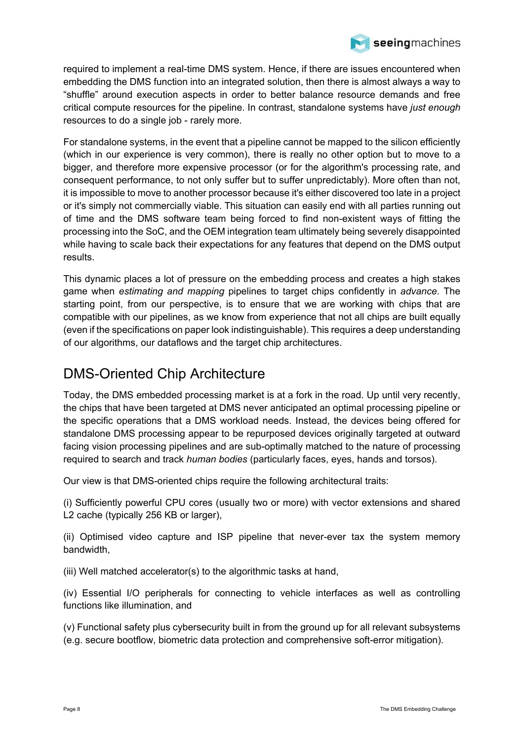required to implement a real-time DMS system. Hence, if there are issues encountered when embedding the DMS function into an integrated solution, then there is almost always a way to "shuffle" around execution aspects in order to better balance resource demands and free critical compute resources for the pipeline. In contrast, standalone systems have *just enough* resources to do a single job - rarely more.

For standalone systems, in the event that a pipeline cannot be mapped to the silicon efficiently (which in our experience is very common), there is really no other option but to move to a bigger, and therefore more expensive processor (or for the algorithm's processing rate, and consequent performance, to not only suffer but to suffer unpredictably). More often than not, it is impossible to move to another processor because it's either discovered too late in a project or it's simply not commercially viable. This situation can easily end with all parties running out of time and the DMS software team being forced to find non-existent ways of fitting the processing into the SoC, and the OEM integration team ultimately being severely disappointed while having to scale back their expectations for any features that depend on the DMS output results.

This dynamic places a lot of pressure on the embedding process and creates a high stakes game when *estimating and mapping* pipelines to target chips confidently in *advance*. The starting point, from our perspective, is to ensure that we are working with chips that are compatible with our pipelines, as we know from experience that not all chips are built equally (even if the specifications on paper look indistinguishable). This requires a deep understanding of our algorithms, our dataflows and the target chip architectures.

## DMS-Oriented Chip Architecture

Today, the DMS embedded processing market is at a fork in the road. Up until very recently, the chips that have been targeted at DMS never anticipated an optimal processing pipeline or the specific operations that a DMS workload needs. Instead, the devices being offered for standalone DMS processing appear to be repurposed devices originally targeted at outward facing vision processing pipelines and are sub-optimally matched to the nature of processing required to search and track *human bodies* (particularly faces, eyes, hands and torsos).

Our view is that DMS-oriented chips require the following architectural traits:

(i) Sufficiently powerful CPU cores (usually two or more) with vector extensions and shared L2 cache (typically 256 KB or larger),

(ii) Optimised video capture and ISP pipeline that never-ever tax the system memory bandwidth,

(iii) Well matched accelerator(s) to the algorithmic tasks at hand,

(iv) Essential I/O peripherals for connecting to vehicle interfaces as well as controlling functions like illumination, and

(v) Functional safety plus cybersecurity built in from the ground up for all relevant subsystems (e.g. secure bootflow, biometric data protection and comprehensive soft-error mitigation).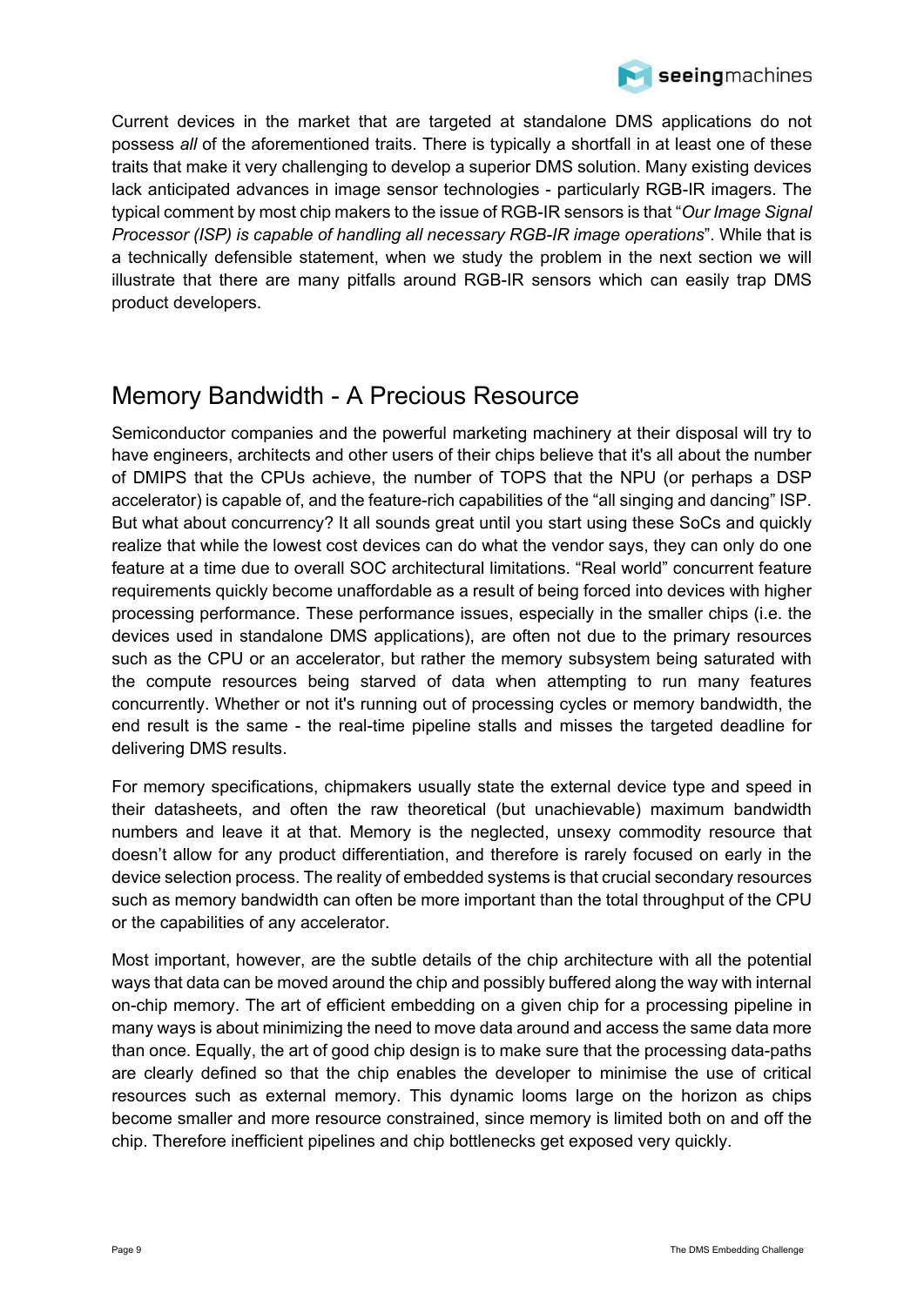Current devices in the market that are targeted at standalone DMS applications do not possess *all* of the aforementioned traits. There is typically a shortfall in at least one of these traits that make it very challenging to develop a superior DMS solution. Many existing devices lack anticipated advances in image sensor technologies - particularly RGB-IR imagers. The typical comment by most chip makers to the issue of RGB-IR sensors is that "*Our Image Signal Processor (ISP) is capable of handling all necessary RGB-IR image operations*". While that is a technically defensible statement, when we study the problem in the next section we will illustrate that there are many pitfalls around RGB-IR sensors which can easily trap DMS product developers.

## Memory Bandwidth - A Precious Resource

Semiconductor companies and the powerful marketing machinery at their disposal will try to have engineers, architects and other users of their chips believe that it's all about the number of DMIPS that the CPUs achieve, the number of TOPS that the NPU (or perhaps a DSP accelerator) is capable of, and the feature-rich capabilities of the "all singing and dancing" ISP. But what about concurrency? It all sounds great until you start using these SoCs and quickly realize that while the lowest cost devices can do what the vendor says, they can only do one feature at a time due to overall SOC architectural limitations. "Real world" concurrent feature requirements quickly become unaffordable as a result of being forced into devices with higher processing performance. These performance issues, especially in the smaller chips (i.e. the devices used in standalone DMS applications), are often not due to the primary resources such as the CPU or an accelerator, but rather the memory subsystem being saturated with the compute resources being starved of data when attempting to run many features concurrently. Whether or not it's running out of processing cycles or memory bandwidth, the end result is the same - the real-time pipeline stalls and misses the targeted deadline for delivering DMS results.

For memory specifications, chipmakers usually state the external device type and speed in their datasheets, and often the raw theoretical (but unachievable) maximum bandwidth numbers and leave it at that. Memory is the neglected, unsexy commodity resource that doesn't allow for any product differentiation, and therefore is rarely focused on early in the device selection process. The reality of embedded systems is that crucial secondary resources such as memory bandwidth can often be more important than the total throughput of the CPU or the capabilities of any accelerator.

Most important, however, are the subtle details of the chip architecture with all the potential ways that data can be moved around the chip and possibly buffered along the way with internal on-chip memory. The art of efficient embedding on a given chip for a processing pipeline in many ways is about minimizing the need to move data around and access the same data more than once. Equally, the art of good chip design is to make sure that the processing data-paths are clearly defined so that the chip enables the developer to minimise the use of critical resources such as external memory. This dynamic looms large on the horizon as chips become smaller and more resource constrained, since memory is limited both on and off the chip. Therefore inefficient pipelines and chip bottlenecks get exposed very quickly.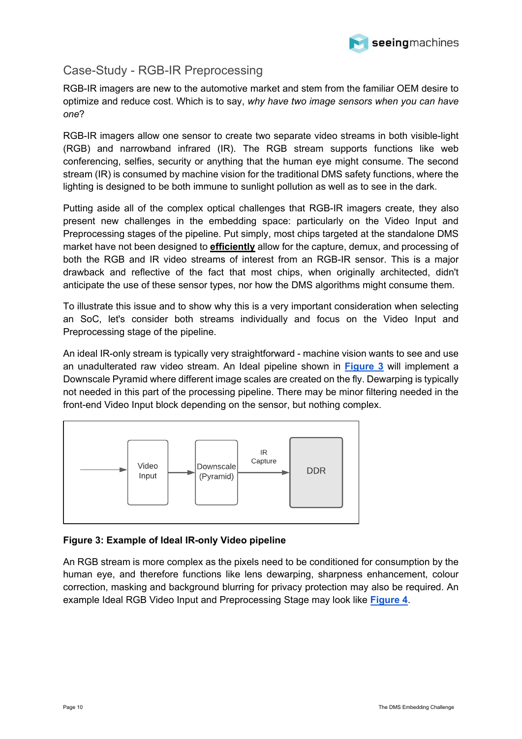## Case-Study - RGB-IR Preprocessing

RGB-IR imagers are new to the automotive market and stem from the familiar OEM desire to optimize and reduce cost. Which is to say, *why have two image sensors when you can have one*?

RGB-IR imagers allow one sensor to create two separate video streams in both visible-light (RGB) and narrowband infrared (IR). The RGB stream supports functions like web conferencing, selfies, security or anything that the human eye might consume. The second stream (IR) is consumed by machine vision for the traditional DMS safety functions, where the lighting is designed to be both immune to sunlight pollution as well as to see in the dark.

Putting aside all of the complex optical challenges that RGB-IR imagers create, they also present new challenges in the embedding space: particularly on the Video Input and Preprocessing stages of the pipeline. Put simply, most chips targeted at the standalone DMS market have not been designed to **efficiently** allow for the capture, demux, and processing of both the RGB and IR video streams of interest from an RGB-IR sensor. This is a major drawback and reflective of the fact that most chips, when originally architected, didn't anticipate the use of these sensor types, nor how the DMS algorithms might consume them.

To illustrate this issue and to show why this is a very important consideration when selecting an SoC, let's consider both streams individually and focus on the Video Input and Preprocessing stage of the pipeline.

An ideal IR-only stream is typically very straightforward - machine vision wants to see and use an unadulterated raw video stream. An Ideal pipeline shown in **Figure 3** will implement a Downscale Pyramid where different image scales are created on the fly. Dewarping is typically not needed in this part of the processing pipeline. There may be minor filtering needed in the front-end Video Input block depending on the sensor, but nothing complex.

**Figure 3: Example of Ideal IR-only Video pipeline**

An RGB stream is more complex as the pixels need to be conditioned for consumption by the human eye, and therefore functions like lens dewarping, sharpness enhancement, colour correction, masking and background blurring for privacy protection may also be required. An example Ideal RGB Video Input and Preprocessing Stage may look like **Figure 4**.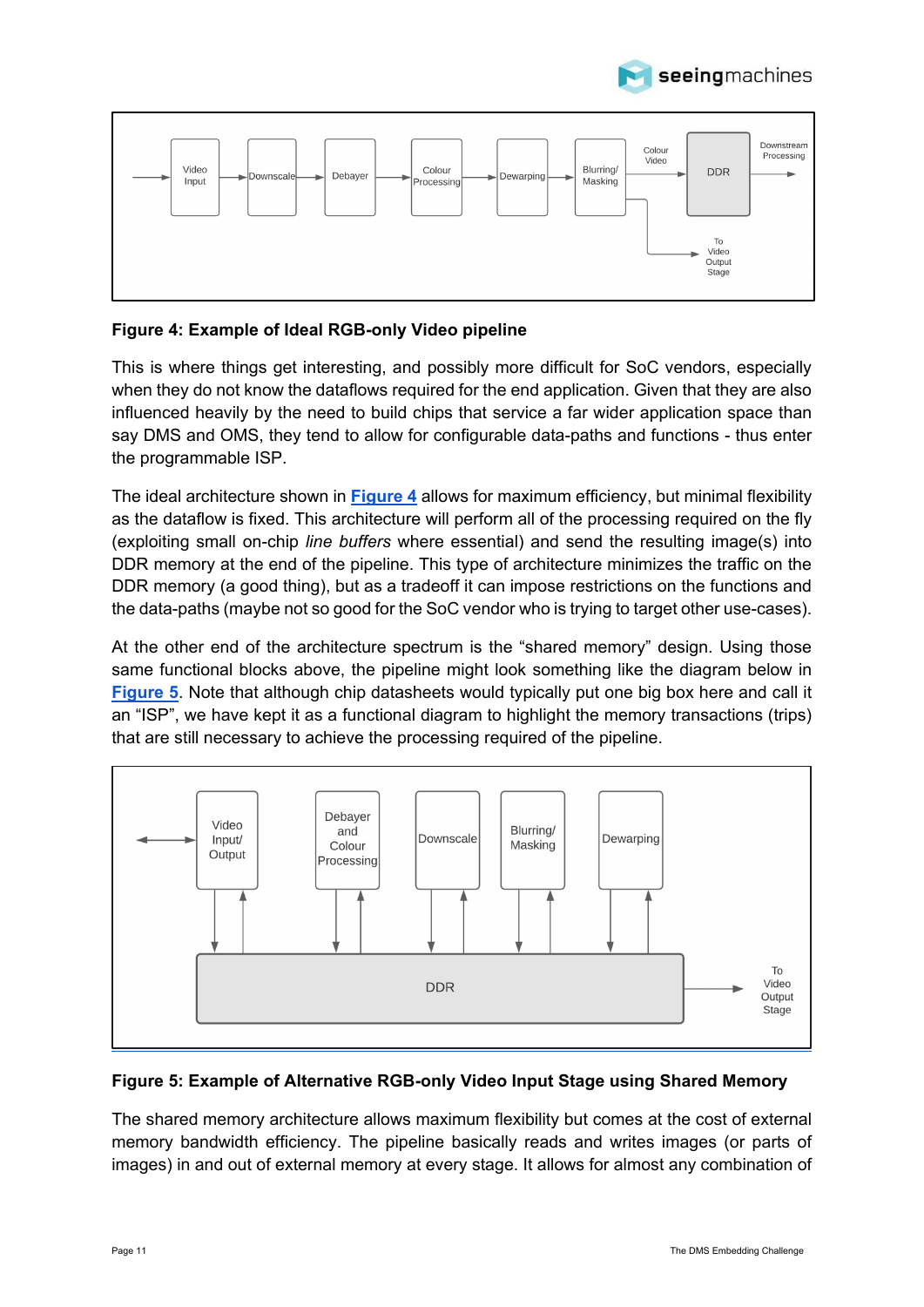**Figure 4: Example of Ideal RGB-only Video pipeline**

This is where things get interesting, and possibly more difficult for SoC vendors, especially when they do not know the dataflows required for the end application. Given that they are also influenced heavily by the need to build chips that service a far wider application space than say DMS and OMS, they tend to allow for configurable data-paths and functions - thus enter the programmable ISP.

The ideal architecture shown in Figure 4 allows for maximum efficiency, but minimal flexibility as the dataflow is fixed. This architecture will perform all of the processing required on the fly (exploiting small on-chip *line buffers* where essential) and send the resulting image(s) into DDR memory at the end of the pipeline. This type of architecture minimizes the traffic on the DDR memory (a good thing), but as a tradeoff it can impose restrictions on the functions and the data-paths (maybe not so good for the SoC vendor who is trying to target other use-cases).

At the other end of the architecture spectrum is the “shared memory” design. Using those same functional blocks above, the pipeline might look something like the diagram below in Figure 5. Note that although chip datasheets would typically put one big box here and call it an “ISP”, we have kept it as a functional diagram to highlight the memory transactions (trips) that are still necessary to achieve the processing required of the pipeline.

**Figure 5: Example of Alternative RGB-only Video Input Stage using Shared Memory**

The shared memory architecture allows maximum flexibility but comes at the cost of external memory bandwidth efficiency. The pipeline basically reads and writes images (or parts of images) in and out of external memory at every stage. It allows for almost any combination of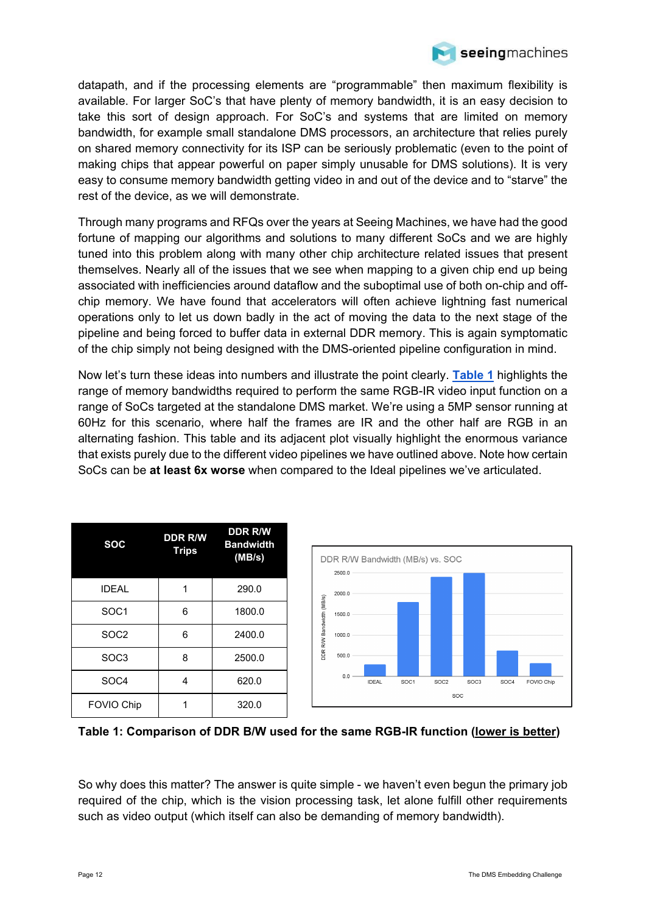datapath, and if the processing elements are "programmable" then maximum flexibility is available. For larger SoC's that have plenty of memory bandwidth, it is an easy decision to take this sort of design approach. For SoC's and systems that are limited on memory bandwidth, for example small standalone DMS processors, an architecture that relies purely on shared memory connectivity for its ISP can be seriously problematic (even to the point of making chips that appear powerful on paper simply unusable for DMS solutions). It is very easy to consume memory bandwidth getting video in and out of the device and to "starve" the rest of the device, as we will demonstrate.

Through many programs and RFQs over the years at Seeing Machines, we have had the good fortune of mapping our algorithms and solutions to many different SoCs and we are highly tuned into this problem along with many other chip architecture related issues that present themselves. Nearly all of the issues that we see when mapping to a given chip end up being associated with inefficiencies around dataflow and the suboptimal use of both on-chip and off-chip memory. We have found that accelerators will often achieve lightning fast numerical operations only to let us down badly in the act of moving the data to the next stage of the pipeline and being forced to buffer data in external DDR memory. This is again symptomatic of the chip simply not being designed with the DMS-oriented pipeline configuration in mind.

Now let's turn these ideas into numbers and illustrate the point clearly. Table 1 highlights the range of memory bandwidths required to perform the same RGB-IR video input function on a range of SoCs targeted at the standalone DMS market. We're using a 5MP sensor running at 60Hz for this scenario, where half the frames are IR and the other half are RGB in an alternating fashion. This table and its adjacent plot visually highlight the enormous variance that exists purely due to the different video pipelines we have outlined above. Note how certain SoCs can be **at least 6x worse** when compared to the Ideal pipelines we've articulated.

| SOC | DDR R/W Trips | DDR R/W Bandwidth (MB/s) |
|---|---|---|
| IDEAL | 1 | 290.0 |
| SOC1 | 6 | 1800.0 |
| SOC2 | 6 | 2400.0 |
| SOC3 | 8 | 2500.0 |
| SOC4 | 4 | 620.0 |
| FOVIO Chip | 1 | 320.0 |

**Table 1: Comparison of DDR B/W used for the same RGB-IR function (lower is better)**

So why does this matter? The answer is quite simple - we haven't even begun the primary job required of the chip, which is the vision processing task, let alone fulfill other requirements such as video output (which itself can also be demanding of memory bandwidth).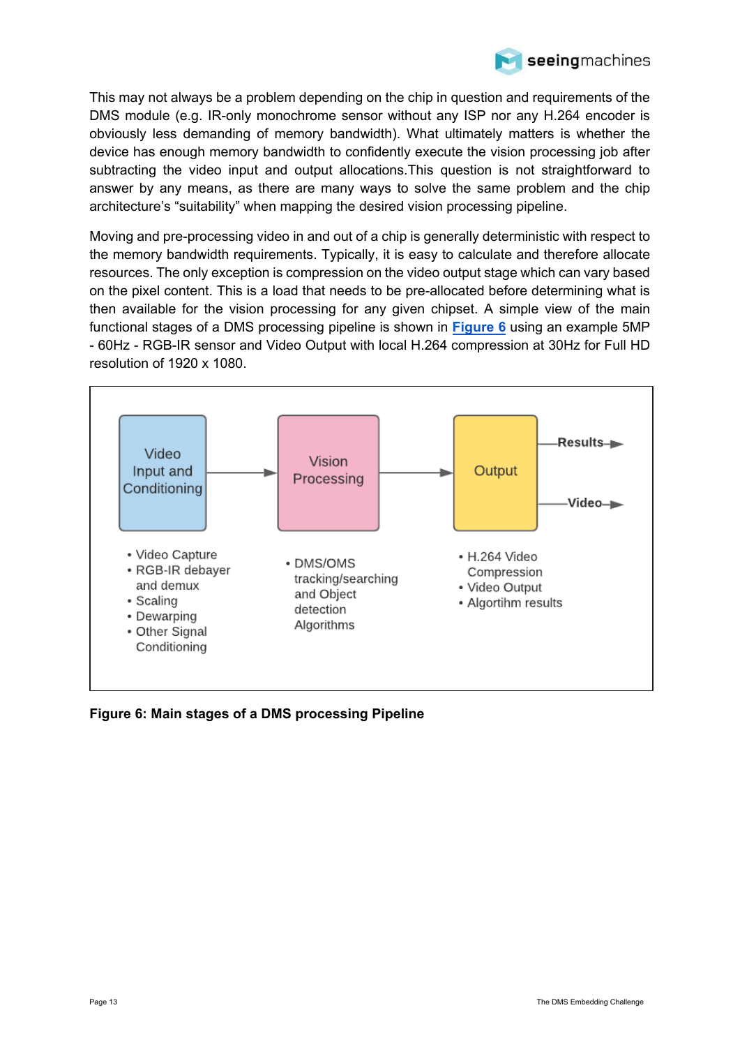This may not always be a problem depending on the chip in question and requirements of the DMS module (e.g. IR-only monochrome sensor without any ISP nor any H.264 encoder is obviously less demanding of memory bandwidth). What ultimately matters is whether the device has enough memory bandwidth to confidently execute the vision processing job after subtracting the video input and output allocations.This question is not straightforward to answer by any means, as there are many ways to solve the same problem and the chip architecture's "suitability" when mapping the desired vision processing pipeline.

Moving and pre-processing video in and out of a chip is generally deterministic with respect to the memory bandwidth requirements. Typically, it is easy to calculate and therefore allocate resources. The only exception is compression on the video output stage which can vary based on the pixel content. This is a load that needs to be pre-allocated before determining what is then available for the vision processing for any given chipset. A simple view of the main functional stages of a DMS processing pipeline is shown in **Figure 6** using an example 5MP - 60Hz - RGB-IR sensor and Video Output with local H.264 compression at 30Hz for Full HD resolution of 1920 x 1080.

Video Input and Conditioning → Vision Processing → Output → Results / Video

- Video Capture
- RGB-IR debayer and demux
- Scaling
- Dewarping
- Other Signal Conditioning

- DMS/OMS tracking/searching and Object detection Algorithms

- H.264 Video Compression
- Video Output
- Algortihm results

**Figure 6: Main stages of a DMS processing Pipeline**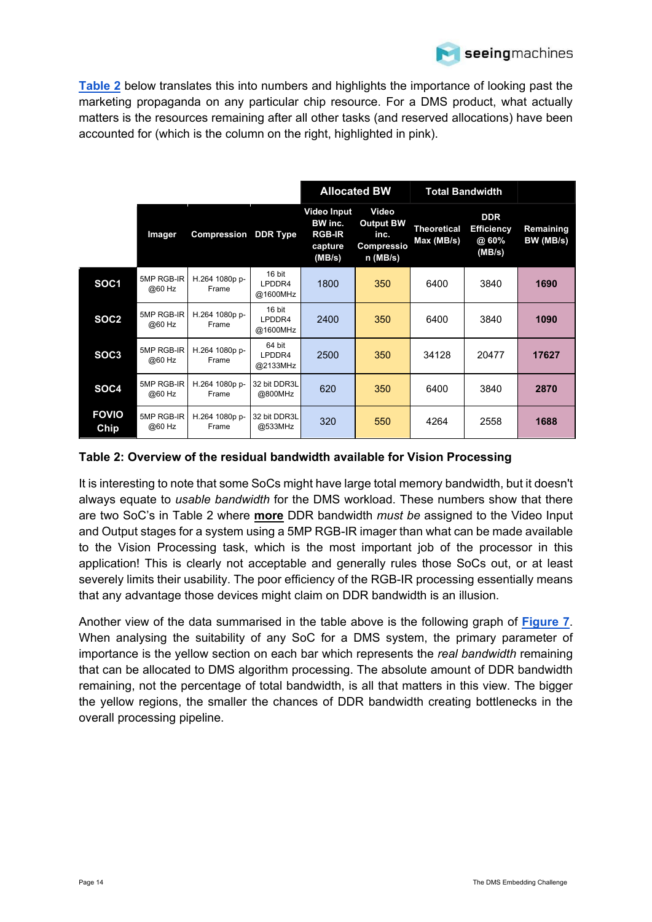[Table 2](#) below translates this into numbers and highlights the importance of looking past the marketing propaganda on any particular chip resource. For a DMS product, what actually matters is the resources remaining after all other tasks (and reserved allocations) have been accounted for (which is the column on the right, highlighted in pink).

| | | | | Allocated BW | | Total Bandwidth | | |
|---|---|---|---|---|---|---|---|---|
| | Imager | Compression | DDR Type | Video Input BW inc. RGB-IR capture (MB/s) | Video Output BW inc. Compression (MB/s) | Theoretical Max (MB/s) | DDR Efficiency @ 60% (MB/s) | Remaining BW (MB/s) |
| **SOC1** | 5MP RGB-IR @60 Hz | H.264 1080p p-Frame | 16 bit LPDDR4 @1600MHz | 1800 | 350 | 6400 | 3840 | **1690** |
| **SOC2** | 5MP RGB-IR @60 Hz | H.264 1080p p-Frame | 16 bit LPDDR4 @1600MHz | 2400 | 350 | 6400 | 3840 | **1090** |
| **SOC3** | 5MP RGB-IR @60 Hz | H.264 1080p p-Frame | 64 bit LPDDR4 @2133MHz | 2500 | 350 | 34128 | 20477 | **17627** |
| **SOC4** | 5MP RGB-IR @60 Hz | H.264 1080p p-Frame | 32 bit DDR3L @800MHz | 620 | 350 | 6400 | 3840 | **2870** |
| **FOVIO Chip** | 5MP RGB-IR @60 Hz | H.264 1080p p-Frame | 32 bit DDR3L @533MHz | 320 | 550 | 4264 | 2558 | **1688** |

**Table 2: Overview of the residual bandwidth available for Vision Processing**

It is interesting to note that some SoCs might have large total memory bandwidth, but it doesn't always equate to *usable bandwidth* for the DMS workload. These numbers show that there are two SoC's in Table 2 where **more** DDR bandwidth *must be* assigned to the Video Input and Output stages for a system using a 5MP RGB-IR imager than what can be made available to the Vision Processing task, which is the most important job of the processor in this application! This is clearly not acceptable and generally rules those SoCs out, or at least severely limits their usability. The poor efficiency of the RGB-IR processing essentially means that any advantage those devices might claim on DDR bandwidth is an illusion.

Another view of the data summarised in the table above is the following graph of [Figure 7](#). When analysing the suitability of any SoC for a DMS system, the primary parameter of importance is the yellow section on each bar which represents the *real bandwidth* remaining that can be allocated to DMS algorithm processing. The absolute amount of DDR bandwidth remaining, not the percentage of total bandwidth, is all that matters in this view. The bigger the yellow regions, the smaller the chances of DDR bandwidth creating bottlenecks in the overall processing pipeline.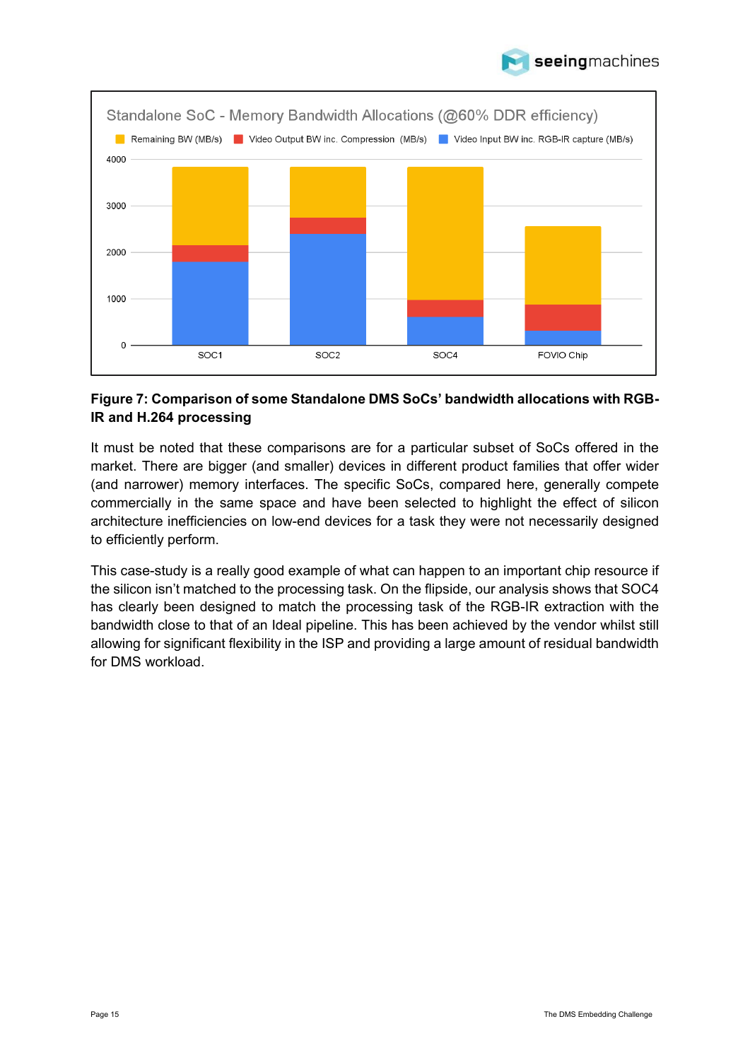**Figure 7: Comparison of some Standalone DMS SoCs' bandwidth allocations with RGB-IR and H.264 processing**

It must be noted that these comparisons are for a particular subset of SoCs offered in the market. There are bigger (and smaller) devices in different product families that offer wider (and narrower) memory interfaces. The specific SoCs, compared here, generally compete commercially in the same space and have been selected to highlight the effect of silicon architecture inefficiencies on low-end devices for a task they were not necessarily designed to efficiently perform.

This case-study is a really good example of what can happen to an important chip resource if the silicon isn't matched to the processing task. On the flipside, our analysis shows that SOC4 has clearly been designed to match the processing task of the RGB-IR extraction with the bandwidth close to that of an Ideal pipeline. This has been achieved by the vendor whilst still allowing for significant flexibility in the ISP and providing a large amount of residual bandwidth for DMS workload.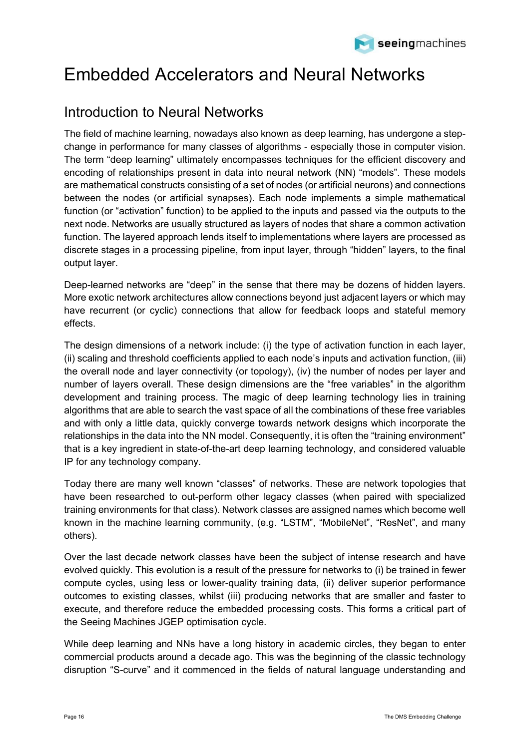# Embedded Accelerators and Neural Networks

## Introduction to Neural Networks

The field of machine learning, nowadays also known as deep learning, has undergone a step-change in performance for many classes of algorithms - especially those in computer vision. The term "deep learning" ultimately encompasses techniques for the efficient discovery and encoding of relationships present in data into neural network (NN) "models". These models are mathematical constructs consisting of a set of nodes (or artificial neurons) and connections between the nodes (or artificial synapses). Each node implements a simple mathematical function (or "activation" function) to be applied to the inputs and passed via the outputs to the next node. Networks are usually structured as layers of nodes that share a common activation function. The layered approach lends itself to implementations where layers are processed as discrete stages in a processing pipeline, from input layer, through "hidden" layers, to the final output layer.

Deep-learned networks are "deep" in the sense that there may be dozens of hidden layers. More exotic network architectures allow connections beyond just adjacent layers or which may have recurrent (or cyclic) connections that allow for feedback loops and stateful memory effects.

The design dimensions of a network include: (i) the type of activation function in each layer, (ii) scaling and threshold coefficients applied to each node's inputs and activation function, (iii) the overall node and layer connectivity (or topology), (iv) the number of nodes per layer and number of layers overall. These design dimensions are the "free variables" in the algorithm development and training process. The magic of deep learning technology lies in training algorithms that are able to search the vast space of all the combinations of these free variables and with only a little data, quickly converge towards network designs which incorporate the relationships in the data into the NN model. Consequently, it is often the "training environment" that is a key ingredient in state-of-the-art deep learning technology, and considered valuable IP for any technology company.

Today there are many well known "classes" of networks. These are network topologies that have been researched to out-perform other legacy classes (when paired with specialized training environments for that class). Network classes are assigned names which become well known in the machine learning community, (e.g. "LSTM", "MobileNet", "ResNet", and many others).

Over the last decade network classes have been the subject of intense research and have evolved quickly. This evolution is a result of the pressure for networks to (i) be trained in fewer compute cycles, using less or lower-quality training data, (ii) deliver superior performance outcomes to existing classes, whilst (iii) producing networks that are smaller and faster to execute, and therefore reduce the embedded processing costs. This forms a critical part of the Seeing Machines JGEP optimisation cycle.

While deep learning and NNs have a long history in academic circles, they began to enter commercial products around a decade ago. This was the beginning of the classic technology disruption "S-curve" and it commenced in the fields of natural language understanding and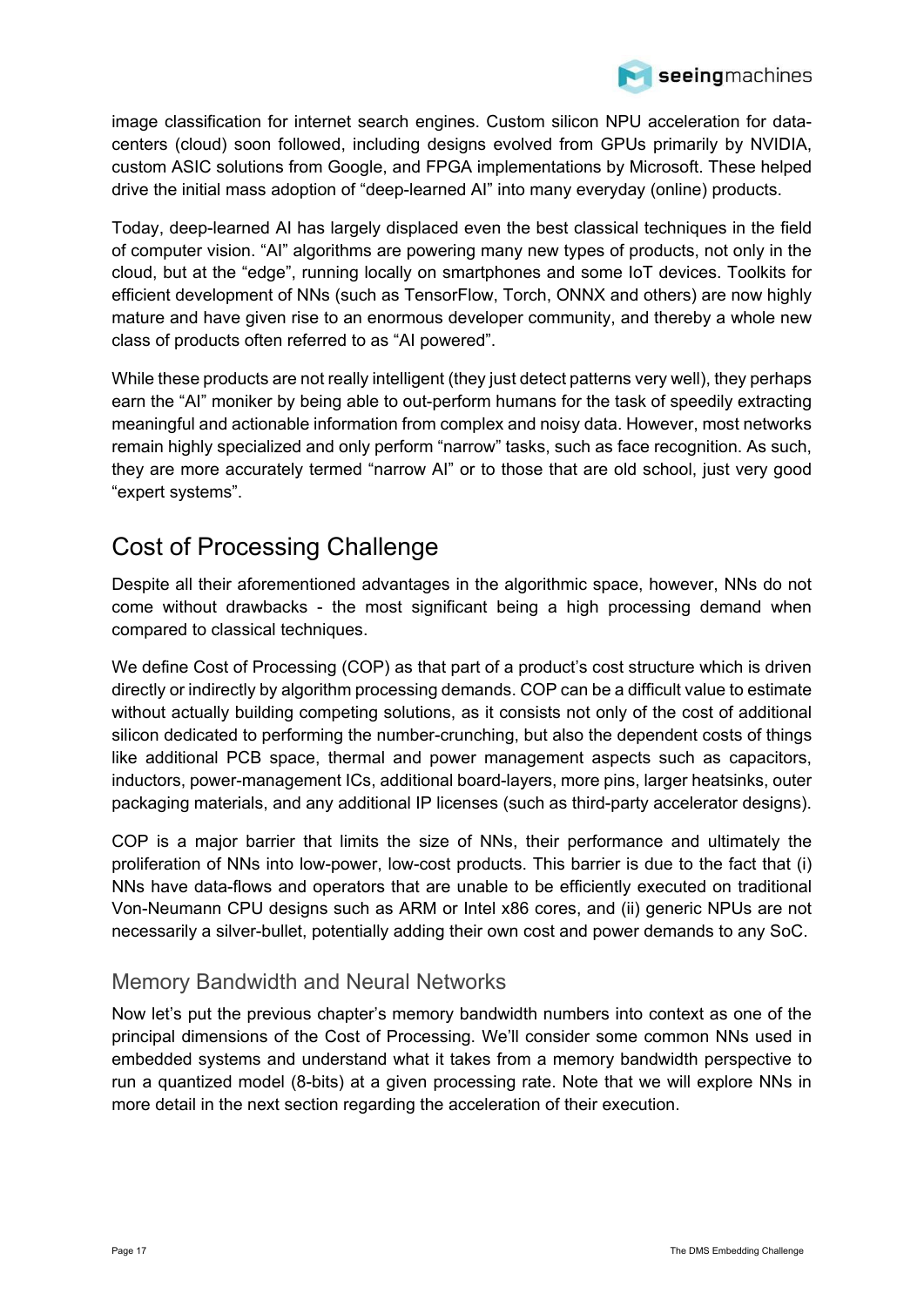image classification for internet search engines. Custom silicon NPU acceleration for data-centers (cloud) soon followed, including designs evolved from GPUs primarily by NVIDIA, custom ASIC solutions from Google, and FPGA implementations by Microsoft. These helped drive the initial mass adoption of “deep-learned AI” into many everyday (online) products.

Today, deep-learned AI has largely displaced even the best classical techniques in the field of computer vision. “AI” algorithms are powering many new types of products, not only in the cloud, but at the “edge”, running locally on smartphones and some IoT devices. Toolkits for efficient development of NNs (such as TensorFlow, Torch, ONNX and others) are now highly mature and have given rise to an enormous developer community, and thereby a whole new class of products often referred to as “AI powered”.

While these products are not really intelligent (they just detect patterns very well), they perhaps earn the “AI” moniker by being able to out-perform humans for the task of speedily extracting meaningful and actionable information from complex and noisy data. However, most networks remain highly specialized and only perform “narrow” tasks, such as face recognition. As such, they are more accurately termed “narrow AI” or to those that are old school, just very good “expert systems”.

## Cost of Processing Challenge

Despite all their aforementioned advantages in the algorithmic space, however, NNs do not come without drawbacks - the most significant being a high processing demand when compared to classical techniques.

We define Cost of Processing (COP) as that part of a product’s cost structure which is driven directly or indirectly by algorithm processing demands. COP can be a difficult value to estimate without actually building competing solutions, as it consists not only of the cost of additional silicon dedicated to performing the number-crunching, but also the dependent costs of things like additional PCB space, thermal and power management aspects such as capacitors, inductors, power-management ICs, additional board-layers, more pins, larger heatsinks, outer packaging materials, and any additional IP licenses (such as third-party accelerator designs).

COP is a major barrier that limits the size of NNs, their performance and ultimately the proliferation of NNs into low-power, low-cost products. This barrier is due to the fact that (i) NNs have data-flows and operators that are unable to be efficiently executed on traditional Von-Neumann CPU designs such as ARM or Intel x86 cores, and (ii) generic NPUs are not necessarily a silver-bullet, potentially adding their own cost and power demands to any SoC.

### Memory Bandwidth and Neural Networks

Now let’s put the previous chapter’s memory bandwidth numbers into context as one of the principal dimensions of the Cost of Processing. We’ll consider some common NNs used in embedded systems and understand what it takes from a memory bandwidth perspective to run a quantized model (8-bits) at a given processing rate. Note that we will explore NNs in more detail in the next section regarding the acceleration of their execution.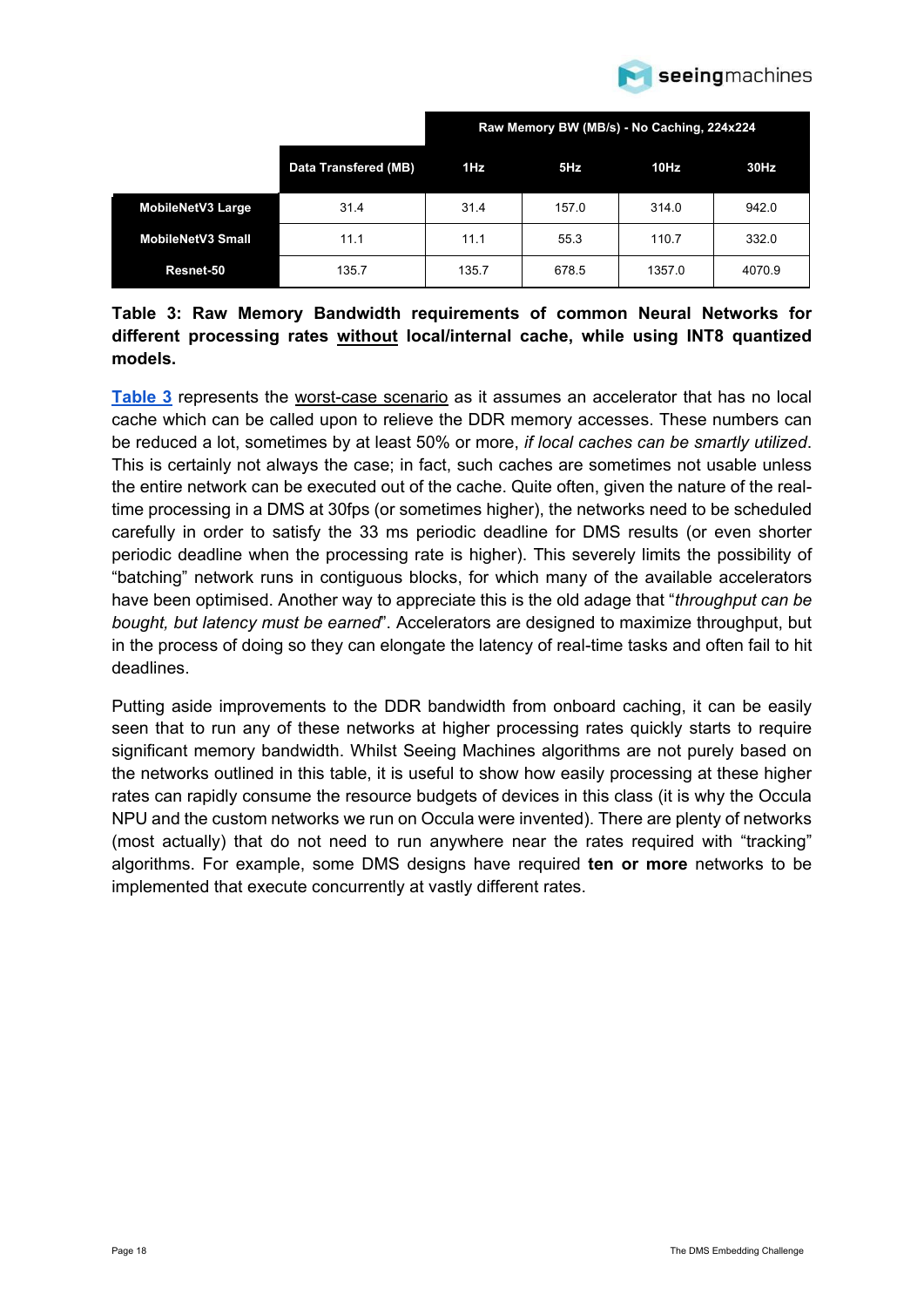| | Data Transfered (MB) | Raw Memory BW (MB/s) - No Caching, 224x224 | | | |
|---|---|---|---|---|---|
| | | 1Hz | 5Hz | 10Hz | 30Hz |
| **MobileNetV3 Large** | 31.4 | 31.4 | 157.0 | 314.0 | 942.0 |
| **MobileNetV3 Small** | 11.1 | 11.1 | 55.3 | 110.7 | 332.0 |
| **Resnet-50** | 135.7 | 135.7 | 678.5 | 1357.0 | 4070.9 |

**Table 3: Raw Memory Bandwidth requirements of common Neural Networks for different processing rates <u>without</u> local/internal cache, while using INT8 quantized models.**

Table 3 represents the <u>worst-case scenario</u> as it assumes an accelerator that has no local cache which can be called upon to relieve the DDR memory accesses. These numbers can be reduced a lot, sometimes by at least 50% or more, *if local caches can be smartly utilized*. This is certainly not always the case; in fact, such caches are sometimes not usable unless the entire network can be executed out of the cache. Quite often, given the nature of the real-time processing in a DMS at 30fps (or sometimes higher), the networks need to be scheduled carefully in order to satisfy the 33 ms periodic deadline for DMS results (or even shorter periodic deadline when the processing rate is higher). This severely limits the possibility of "batching" network runs in contiguous blocks, for which many of the available accelerators have been optimised. Another way to appreciate this is the old adage that "*throughput can be bought, but latency must be earned*". Accelerators are designed to maximize throughput, but in the process of doing so they can elongate the latency of real-time tasks and often fail to hit deadlines.

Putting aside improvements to the DDR bandwidth from onboard caching, it can be easily seen that to run any of these networks at higher processing rates quickly starts to require significant memory bandwidth. Whilst Seeing Machines algorithms are not purely based on the networks outlined in this table, it is useful to show how easily processing at these higher rates can rapidly consume the resource budgets of devices in this class (it is why the Occula NPU and the custom networks we run on Occula were invented). There are plenty of networks (most actually) that do not need to run anywhere near the rates required with "tracking" algorithms. For example, some DMS designs have required **ten or more** networks to be implemented that execute concurrently at vastly different rates.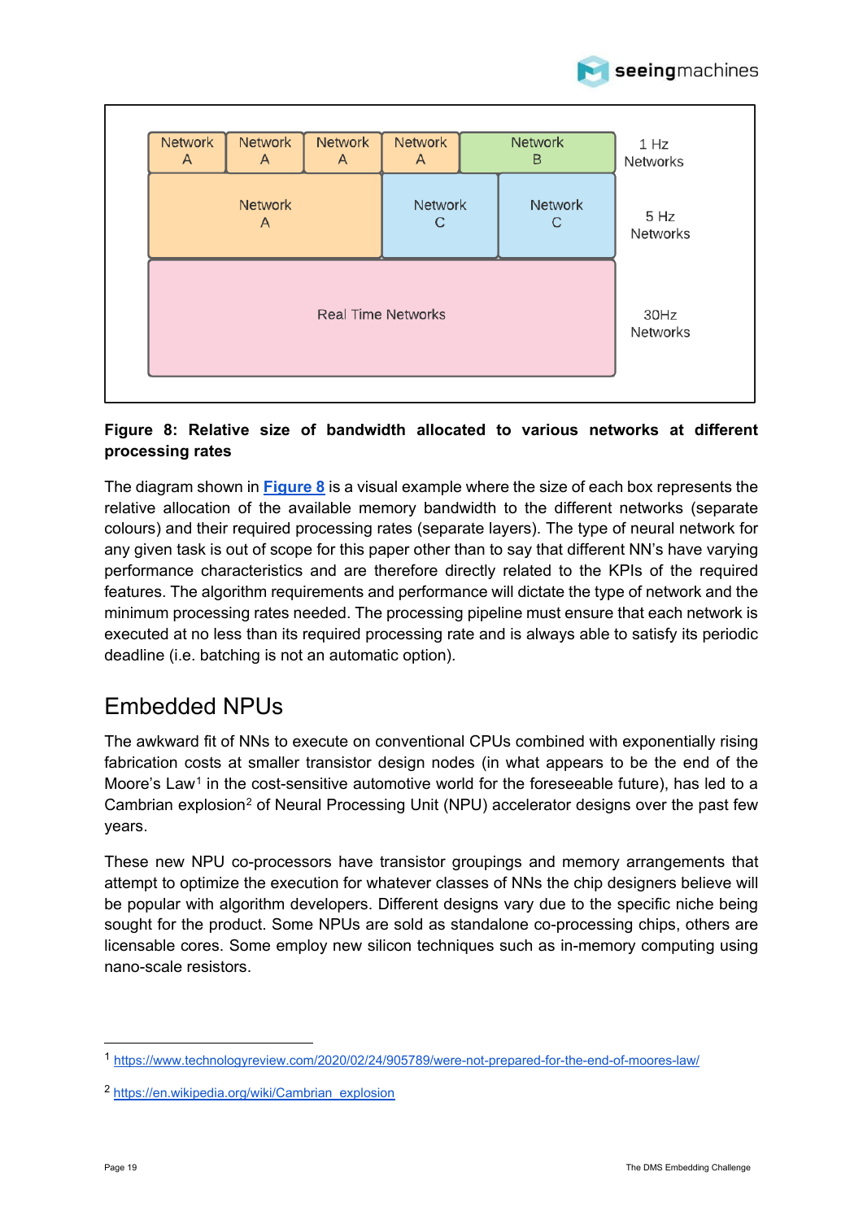| Network A | Network A | Network A | Network A | Network B | 1 Hz Networks |
|---|---|---|---|---|---|
| Network A | | | Network C | Network C | 5 Hz Networks |
| Real Time Networks | | | | | 30Hz Networks |

**Figure 8: Relative size of bandwidth allocated to various networks at different processing rates**

The diagram shown in **Figure 8** is a visual example where the size of each box represents the relative allocation of the available memory bandwidth to the different networks (separate colours) and their required processing rates (separate layers). The type of neural network for any given task is out of scope for this paper other than to say that different NN's have varying performance characteristics and are therefore directly related to the KPIs of the required features. The algorithm requirements and performance will dictate the type of network and the minimum processing rates needed. The processing pipeline must ensure that each network is executed at no less than its required processing rate and is always able to satisfy its periodic deadline (i.e. batching is not an automatic option).

## Embedded NPUs

The awkward fit of NNs to execute on conventional CPUs combined with exponentially rising fabrication costs at smaller transistor design nodes (in what appears to be the end of the Moore's Law[1] in the cost-sensitive automotive world for the foreseeable future), has led to a Cambrian explosion[2] of Neural Processing Unit (NPU) accelerator designs over the past few years.

These new NPU co-processors have transistor groupings and memory arrangements that attempt to optimize the execution for whatever classes of NNs the chip designers believe will be popular with algorithm developers. Different designs vary due to the specific niche being sought for the product. Some NPUs are sold as standalone co-processing chips, others are licensable cores. Some employ new silicon techniques such as in-memory computing using nano-scale resistors.

---

[1] https://www.technologyreview.com/2020/02/24/905789/were-not-prepared-for-the-end-of-moores-law/

[2] https://en.wikipedia.org/wiki/Cambrian_explosion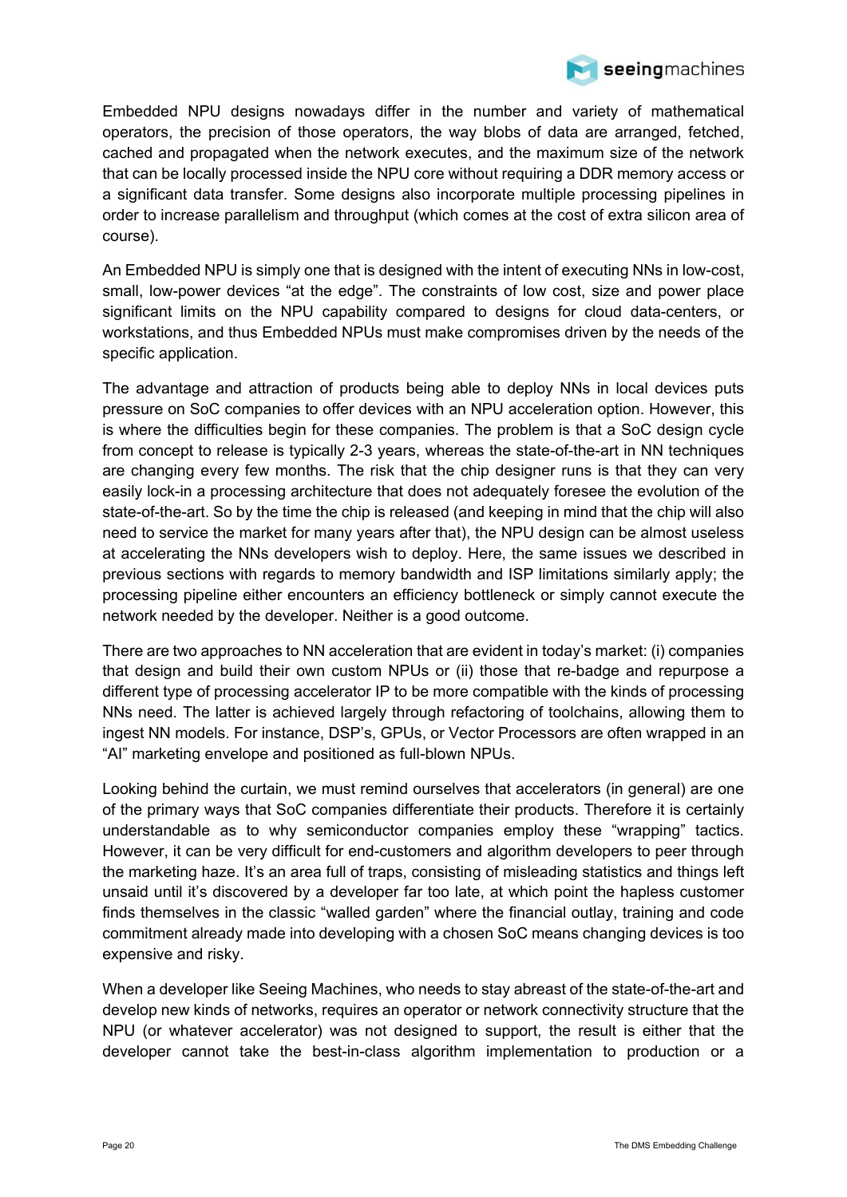Embedded NPU designs nowadays differ in the number and variety of mathematical operators, the precision of those operators, the way blobs of data are arranged, fetched, cached and propagated when the network executes, and the maximum size of the network that can be locally processed inside the NPU core without requiring a DDR memory access or a significant data transfer. Some designs also incorporate multiple processing pipelines in order to increase parallelism and throughput (which comes at the cost of extra silicon area of course).

An Embedded NPU is simply one that is designed with the intent of executing NNs in low-cost, small, low-power devices "at the edge". The constraints of low cost, size and power place significant limits on the NPU capability compared to designs for cloud data-centers, or workstations, and thus Embedded NPUs must make compromises driven by the needs of the specific application.

The advantage and attraction of products being able to deploy NNs in local devices puts pressure on SoC companies to offer devices with an NPU acceleration option. However, this is where the difficulties begin for these companies. The problem is that a SoC design cycle from concept to release is typically 2-3 years, whereas the state-of-the-art in NN techniques are changing every few months. The risk that the chip designer runs is that they can very easily lock-in a processing architecture that does not adequately foresee the evolution of the state-of-the-art. So by the time the chip is released (and keeping in mind that the chip will also need to service the market for many years after that), the NPU design can be almost useless at accelerating the NNs developers wish to deploy. Here, the same issues we described in previous sections with regards to memory bandwidth and ISP limitations similarly apply; the processing pipeline either encounters an efficiency bottleneck or simply cannot execute the network needed by the developer. Neither is a good outcome.

There are two approaches to NN acceleration that are evident in today's market: (i) companies that design and build their own custom NPUs or (ii) those that re-badge and repurpose a different type of processing accelerator IP to be more compatible with the kinds of processing NNs need. The latter is achieved largely through refactoring of toolchains, allowing them to ingest NN models. For instance, DSP's, GPUs, or Vector Processors are often wrapped in an "AI" marketing envelope and positioned as full-blown NPUs.

Looking behind the curtain, we must remind ourselves that accelerators (in general) are one of the primary ways that SoC companies differentiate their products. Therefore it is certainly understandable as to why semiconductor companies employ these "wrapping" tactics. However, it can be very difficult for end-customers and algorithm developers to peer through the marketing haze. It's an area full of traps, consisting of misleading statistics and things left unsaid until it's discovered by a developer far too late, at which point the hapless customer finds themselves in the classic "walled garden" where the financial outlay, training and code commitment already made into developing with a chosen SoC means changing devices is too expensive and risky.

When a developer like Seeing Machines, who needs to stay abreast of the state-of-the-art and develop new kinds of networks, requires an operator or network connectivity structure that the NPU (or whatever accelerator) was not designed to support, the result is either that the developer cannot take the best-in-class algorithm implementation to production or a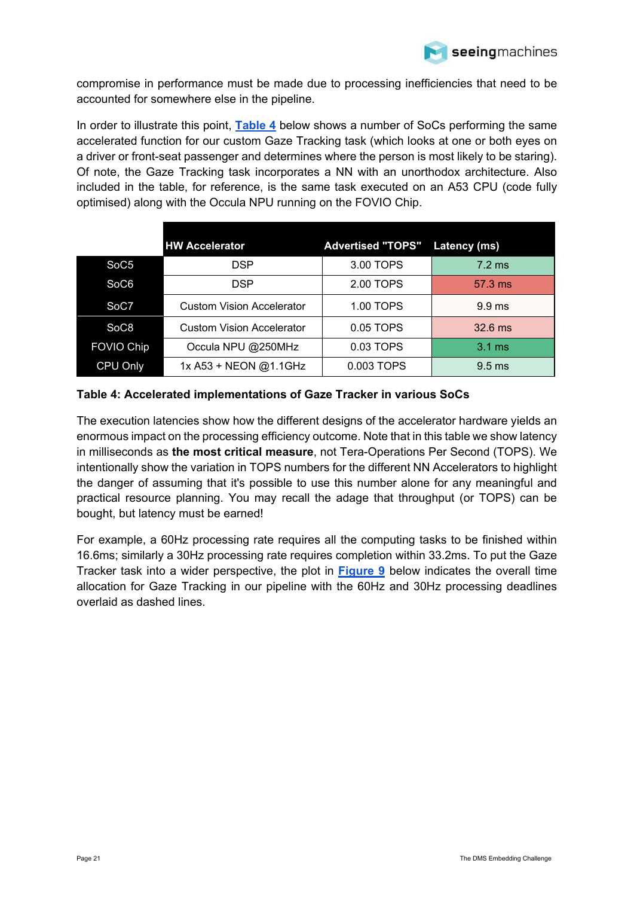compromise in performance must be made due to processing inefficiencies that need to be accounted for somewhere else in the pipeline.

In order to illustrate this point, **Table 4** below shows a number of SoCs performing the same accelerated function for our custom Gaze Tracking task (which looks at one or both eyes on a driver or front-seat passenger and determines where the person is most likely to be staring). Of note, the Gaze Tracking task incorporates a NN with an unorthodox architecture. Also included in the table, for reference, is the same task executed on an A53 CPU (code fully optimised) along with the Occula NPU running on the FOVIO Chip.

| | HW Accelerator | Advertised "TOPS" | Latency (ms) |
|---|---|---|---|
| SoC5 | DSP | 3.00 TOPS | 7.2 ms |
| SoC6 | DSP | 2.00 TOPS | 57.3 ms |
| SoC7 | Custom Vision Accelerator | 1.00 TOPS | 9.9 ms |
| SoC8 | Custom Vision Accelerator | 0.05 TOPS | 32.6 ms |
| FOVIO Chip | Occula NPU @250MHz | 0.03 TOPS | 3.1 ms |
| CPU Only | 1x A53 + NEON @1.1GHz | 0.003 TOPS | 9.5 ms |

**Table 4: Accelerated implementations of Gaze Tracker in various SoCs**

The execution latencies show how the different designs of the accelerator hardware yields an enormous impact on the processing efficiency outcome. Note that in this table we show latency in milliseconds as **the most critical measure**, not Tera-Operations Per Second (TOPS). We intentionally show the variation in TOPS numbers for the different NN Accelerators to highlight the danger of assuming that it's possible to use this number alone for any meaningful and practical resource planning. You may recall the adage that throughput (or TOPS) can be bought, but latency must be earned!

For example, a 60Hz processing rate requires all the computing tasks to be finished within 16.6ms; similarly a 30Hz processing rate requires completion within 33.2ms. To put the Gaze Tracker task into a wider perspective, the plot in **Figure 9** below indicates the overall time allocation for Gaze Tracking in our pipeline with the 60Hz and 30Hz processing deadlines overlaid as dashed lines.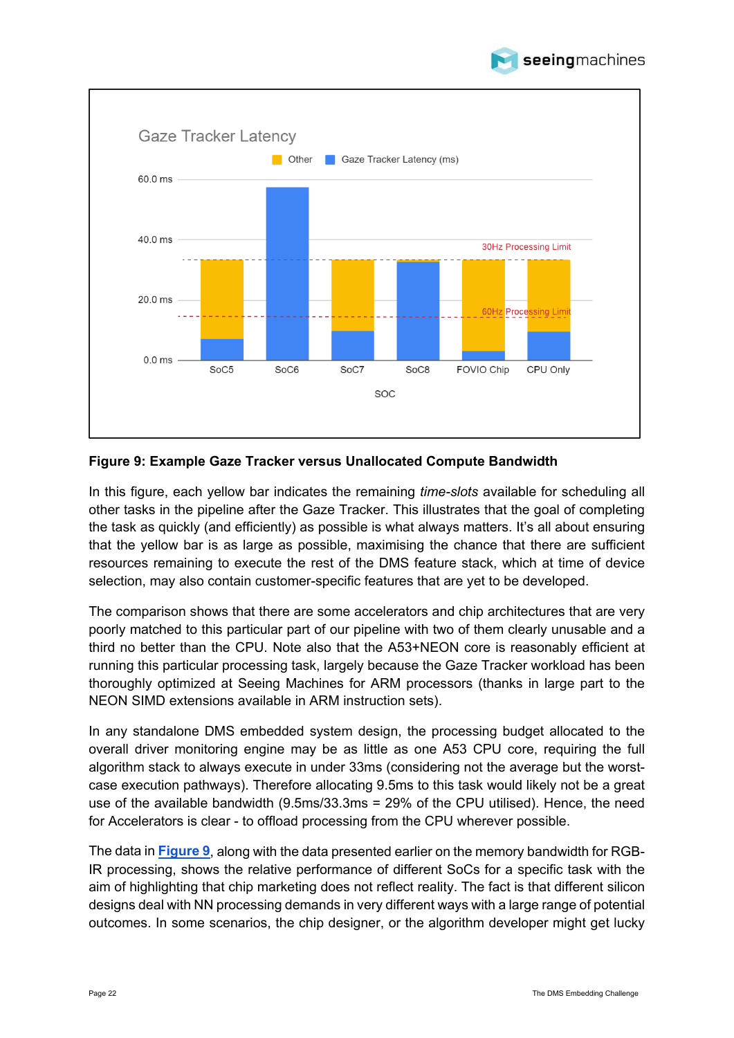**Figure 9: Example Gaze Tracker versus Unallocated Compute Bandwidth**

In this figure, each yellow bar indicates the remaining *time-slots* available for scheduling all other tasks in the pipeline after the Gaze Tracker. This illustrates that the goal of completing the task as quickly (and efficiently) as possible is what always matters. It's all about ensuring that the yellow bar is as large as possible, maximising the chance that there are sufficient resources remaining to execute the rest of the DMS feature stack, which at time of device selection, may also contain customer-specific features that are yet to be developed.

The comparison shows that there are some accelerators and chip architectures that are very poorly matched to this particular part of our pipeline with two of them clearly unusable and a third no better than the CPU. Note also that the A53+NEON core is reasonably efficient at running this particular processing task, largely because the Gaze Tracker workload has been thoroughly optimized at Seeing Machines for ARM processors (thanks in large part to the NEON SIMD extensions available in ARM instruction sets).

In any standalone DMS embedded system design, the processing budget allocated to the overall driver monitoring engine may be as little as one A53 CPU core, requiring the full algorithm stack to always execute in under 33ms (considering not the average but the worst-case execution pathways). Therefore allocating 9.5ms to this task would likely not be a great use of the available bandwidth (9.5ms/33.3ms = 29% of the CPU utilised). Hence, the need for Accelerators is clear - to offload processing from the CPU wherever possible.

The data in **Figure 9**, along with the data presented earlier on the memory bandwidth for RGB-IR processing, shows the relative performance of different SoCs for a specific task with the aim of highlighting that chip marketing does not reflect reality. The fact is that different silicon designs deal with NN processing demands in very different ways with a large range of potential outcomes. In some scenarios, the chip designer, or the algorithm developer might get lucky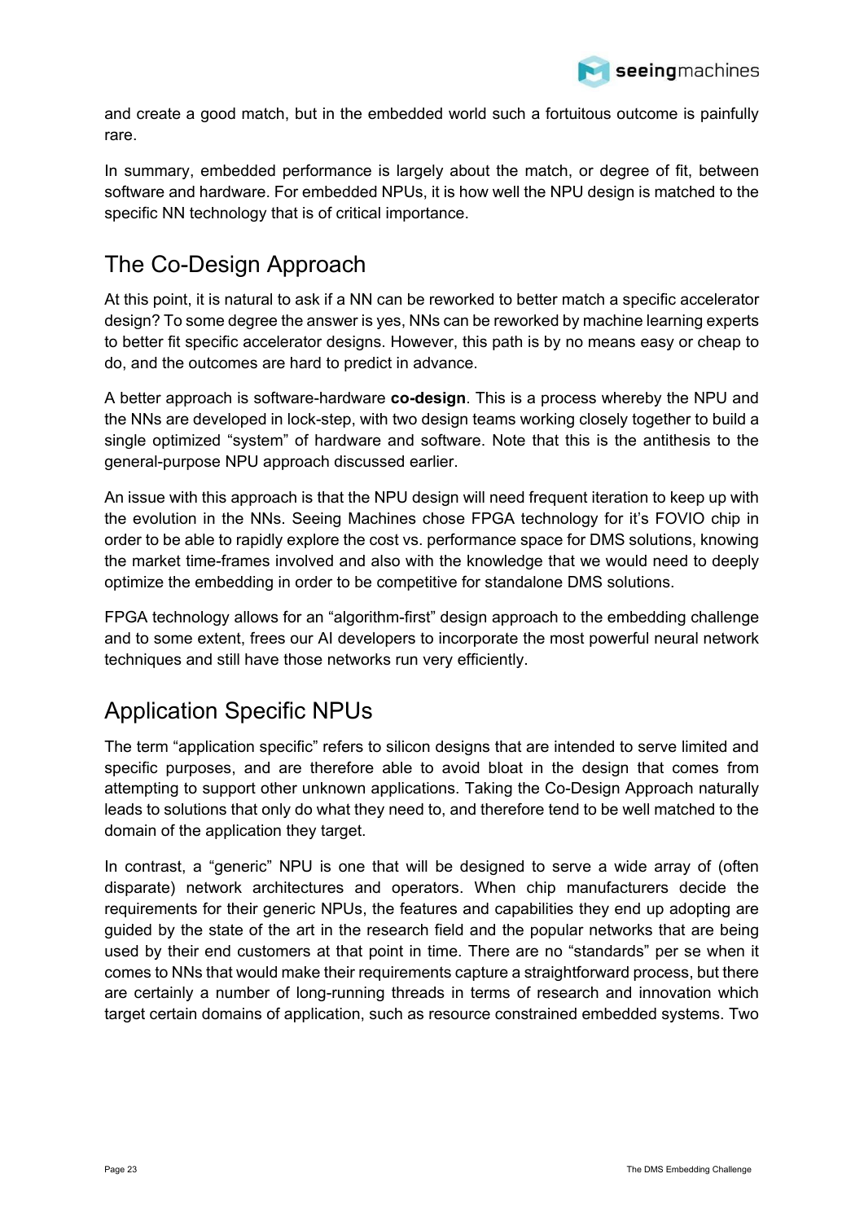and create a good match, but in the embedded world such a fortuitous outcome is painfully rare.

In summary, embedded performance is largely about the match, or degree of fit, between software and hardware. For embedded NPUs, it is how well the NPU design is matched to the specific NN technology that is of critical importance.

## The Co-Design Approach

At this point, it is natural to ask if a NN can be reworked to better match a specific accelerator design? To some degree the answer is yes, NNs can be reworked by machine learning experts to better fit specific accelerator designs. However, this path is by no means easy or cheap to do, and the outcomes are hard to predict in advance.

A better approach is software-hardware **co-design**. This is a process whereby the NPU and the NNs are developed in lock-step, with two design teams working closely together to build a single optimized "system" of hardware and software. Note that this is the antithesis to the general-purpose NPU approach discussed earlier.

An issue with this approach is that the NPU design will need frequent iteration to keep up with the evolution in the NNs. Seeing Machines chose FPGA technology for it's FOVIO chip in order to be able to rapidly explore the cost vs. performance space for DMS solutions, knowing the market time-frames involved and also with the knowledge that we would need to deeply optimize the embedding in order to be competitive for standalone DMS solutions.

FPGA technology allows for an "algorithm-first" design approach to the embedding challenge and to some extent, frees our AI developers to incorporate the most powerful neural network techniques and still have those networks run very efficiently.

## Application Specific NPUs

The term "application specific" refers to silicon designs that are intended to serve limited and specific purposes, and are therefore able to avoid bloat in the design that comes from attempting to support other unknown applications. Taking the Co-Design Approach naturally leads to solutions that only do what they need to, and therefore tend to be well matched to the domain of the application they target.

In contrast, a "generic" NPU is one that will be designed to serve a wide array of (often disparate) network architectures and operators. When chip manufacturers decide the requirements for their generic NPUs, the features and capabilities they end up adopting are guided by the state of the art in the research field and the popular networks that are being used by their end customers at that point in time. There are no "standards" per se when it comes to NNs that would make their requirements capture a straightforward process, but there are certainly a number of long-running threads in terms of research and innovation which target certain domains of application, such as resource constrained embedded systems. Two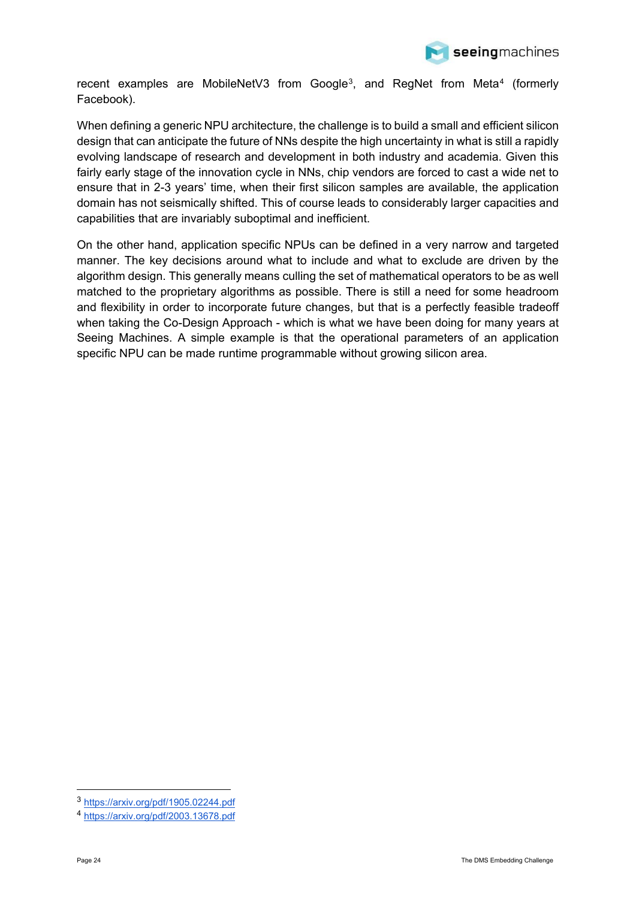recent examples are MobileNetV3 from Google[3], and RegNet from Meta[4] (formerly Facebook).

When defining a generic NPU architecture, the challenge is to build a small and efficient silicon design that can anticipate the future of NNs despite the high uncertainty in what is still a rapidly evolving landscape of research and development in both industry and academia. Given this fairly early stage of the innovation cycle in NNs, chip vendors are forced to cast a wide net to ensure that in 2-3 years' time, when their first silicon samples are available, the application domain has not seismically shifted. This of course leads to considerably larger capacities and capabilities that are invariably suboptimal and inefficient.

On the other hand, application specific NPUs can be defined in a very narrow and targeted manner. The key decisions around what to include and what to exclude are driven by the algorithm design. This generally means culling the set of mathematical operators to be as well matched to the proprietary algorithms as possible. There is still a need for some headroom and flexibility in order to incorporate future changes, but that is a perfectly feasible tradeoff when taking the Co-Design Approach - which is what we have been doing for many years at Seeing Machines. A simple example is that the operational parameters of an application specific NPU can be made runtime programmable without growing silicon area.

---

[3] https://arxiv.org/pdf/1905.02244.pdf

[4] https://arxiv.org/pdf/2003.13678.pdf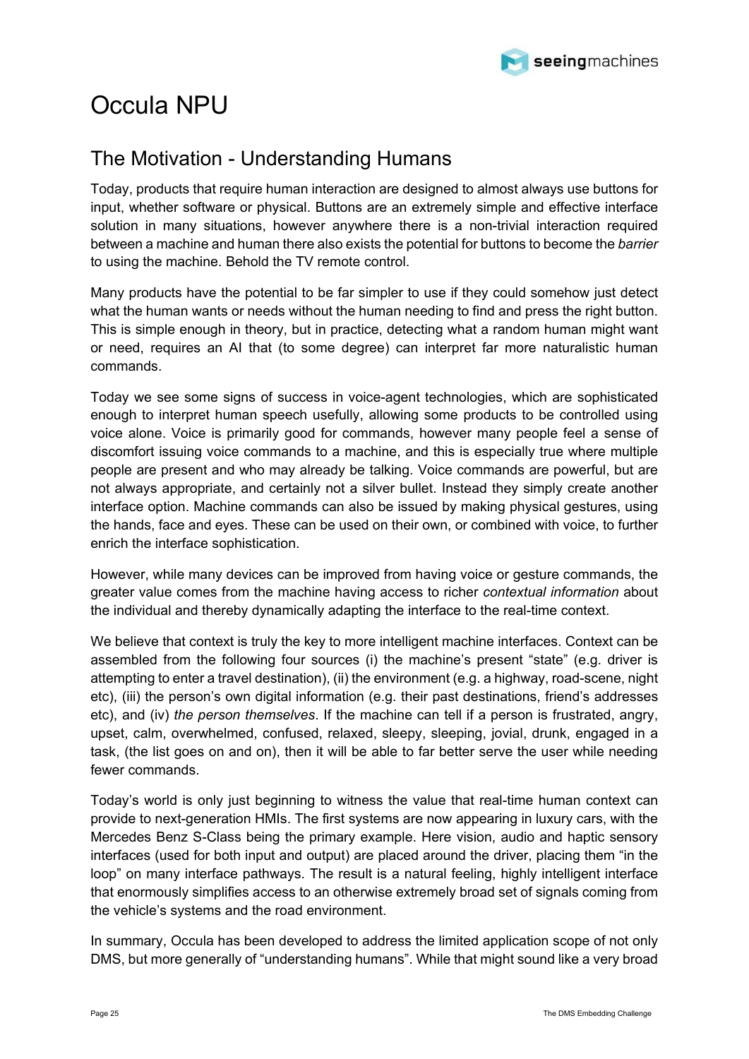# Occula NPU

## The Motivation - Understanding Humans

Today, products that require human interaction are designed to almost always use buttons for input, whether software or physical. Buttons are an extremely simple and effective interface solution in many situations, however anywhere there is a non-trivial interaction required between a machine and human there also exists the potential for buttons to become the *barrier* to using the machine. Behold the TV remote control.

Many products have the potential to be far simpler to use if they could somehow just detect what the human wants or needs without the human needing to find and press the right button. This is simple enough in theory, but in practice, detecting what a random human might want or need, requires an AI that (to some degree) can interpret far more naturalistic human commands.

Today we see some signs of success in voice-agent technologies, which are sophisticated enough to interpret human speech usefully, allowing some products to be controlled using voice alone. Voice is primarily good for commands, however many people feel a sense of discomfort issuing voice commands to a machine, and this is especially true where multiple people are present and who may already be talking. Voice commands are powerful, but are not always appropriate, and certainly not a silver bullet. Instead they simply create another interface option. Machine commands can also be issued by making physical gestures, using the hands, face and eyes. These can be used on their own, or combined with voice, to further enrich the interface sophistication.

However, while many devices can be improved from having voice or gesture commands, the greater value comes from the machine having access to richer *contextual information* about the individual and thereby dynamically adapting the interface to the real-time context.

We believe that context is truly the key to more intelligent machine interfaces. Context can be assembled from the following four sources (i) the machine's present "state" (e.g. driver is attempting to enter a travel destination), (ii) the environment (e.g. a highway, road-scene, night etc), (iii) the person's own digital information (e.g. their past destinations, friend's addresses etc), and (iv) *the person themselves*. If the machine can tell if a person is frustrated, angry, upset, calm, overwhelmed, confused, relaxed, sleepy, sleeping, jovial, drunk, engaged in a task, (the list goes on and on), then it will be able to far better serve the user while needing fewer commands.

Today's world is only just beginning to witness the value that real-time human context can provide to next-generation HMIs. The first systems are now appearing in luxury cars, with the Mercedes Benz S-Class being the primary example. Here vision, audio and haptic sensory interfaces (used for both input and output) are placed around the driver, placing them "in the loop" on many interface pathways. The result is a natural feeling, highly intelligent interface that enormously simplifies access to an otherwise extremely broad set of signals coming from the vehicle's systems and the road environment.

In summary, Occula has been developed to address the limited application scope of not only DMS, but more generally of "understanding humans". While that might sound like a very broad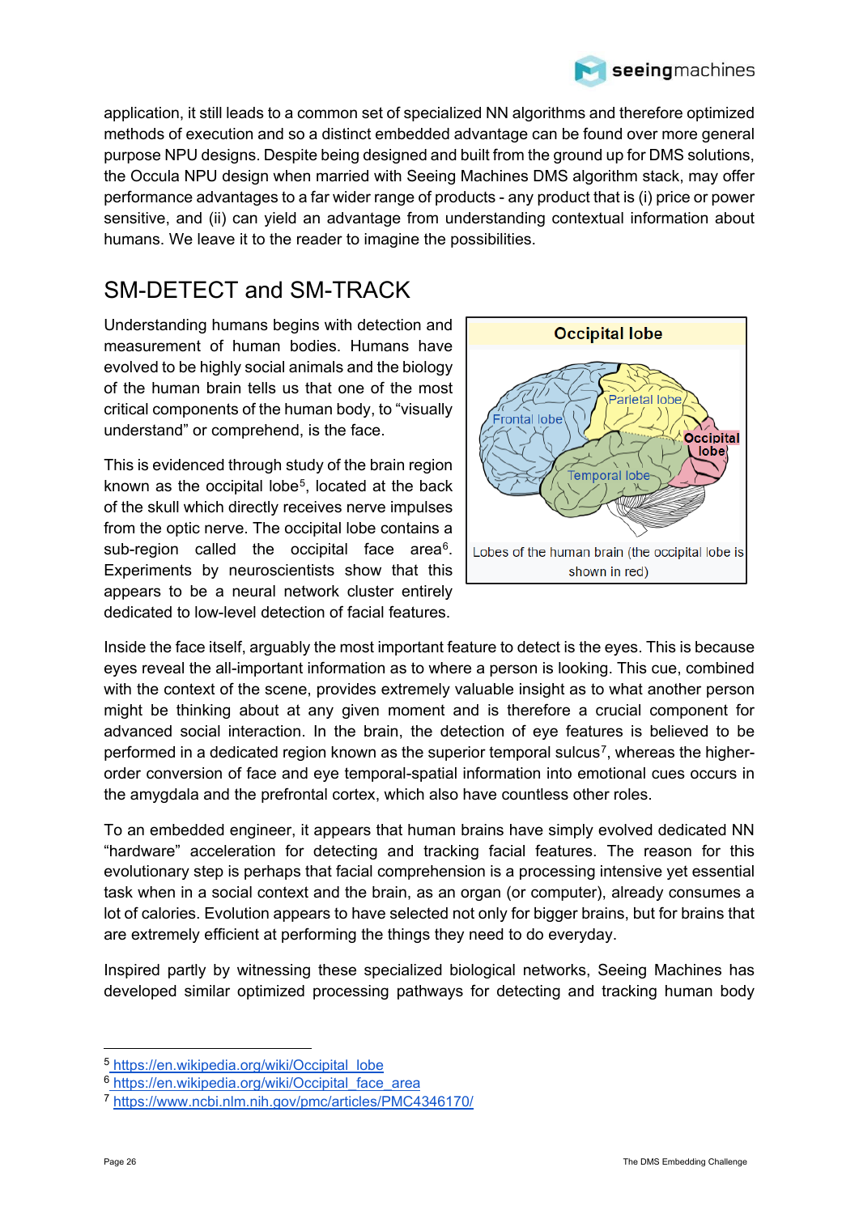application, it still leads to a common set of specialized NN algorithms and therefore optimized methods of execution and so a distinct embedded advantage can be found over more general purpose NPU designs. Despite being designed and built from the ground up for DMS solutions, the Occula NPU design when married with Seeing Machines DMS algorithm stack, may offer performance advantages to a far wider range of products - any product that is (i) price or power sensitive, and (ii) can yield an advantage from understanding contextual information about humans. We leave it to the reader to imagine the possibilities.

## SM-DETECT and SM-TRACK

Understanding humans begins with detection and measurement of human bodies. Humans have evolved to be highly social animals and the biology of the human brain tells us that one of the most critical components of the human body, to "visually understand" or comprehend, is the face.

This is evidenced through study of the brain region known as the occipital lobe[5], located at the back of the skull which directly receives nerve impulses from the optic nerve. The occipital lobe contains a sub-region called the occipital face area[6]. Experiments by neuroscientists show that this appears to be a neural network cluster entirely dedicated to low-level detection of facial features.

**Occipital lobe**

Lobes of the human brain (the occipital lobe is shown in red)

Inside the face itself, arguably the most important feature to detect is the eyes. This is because eyes reveal the all-important information as to where a person is looking. This cue, combined with the context of the scene, provides extremely valuable insight as to what another person might be thinking about at any given moment and is therefore a crucial component for advanced social interaction. In the brain, the detection of eye features is believed to be performed in a dedicated region known as the superior temporal sulcus[7], whereas the higher-order conversion of face and eye temporal-spatial information into emotional cues occurs in the amygdala and the prefrontal cortex, which also have countless other roles.

To an embedded engineer, it appears that human brains have simply evolved dedicated NN "hardware" acceleration for detecting and tracking facial features. The reason for this evolutionary step is perhaps that facial comprehension is a processing intensive yet essential task when in a social context and the brain, as an organ (or computer), already consumes a lot of calories. Evolution appears to have selected not only for bigger brains, but for brains that are extremely efficient at performing the things they need to do everyday.

Inspired partly by witnessing these specialized biological networks, Seeing Machines has developed similar optimized processing pathways for detecting and tracking human body

---

[5] https://en.wikipedia.org/wiki/Occipital_lobe

[6] https://en.wikipedia.org/wiki/Occipital_face_area

[7] https://www.ncbi.nlm.nih.gov/pmc/articles/PMC4346170/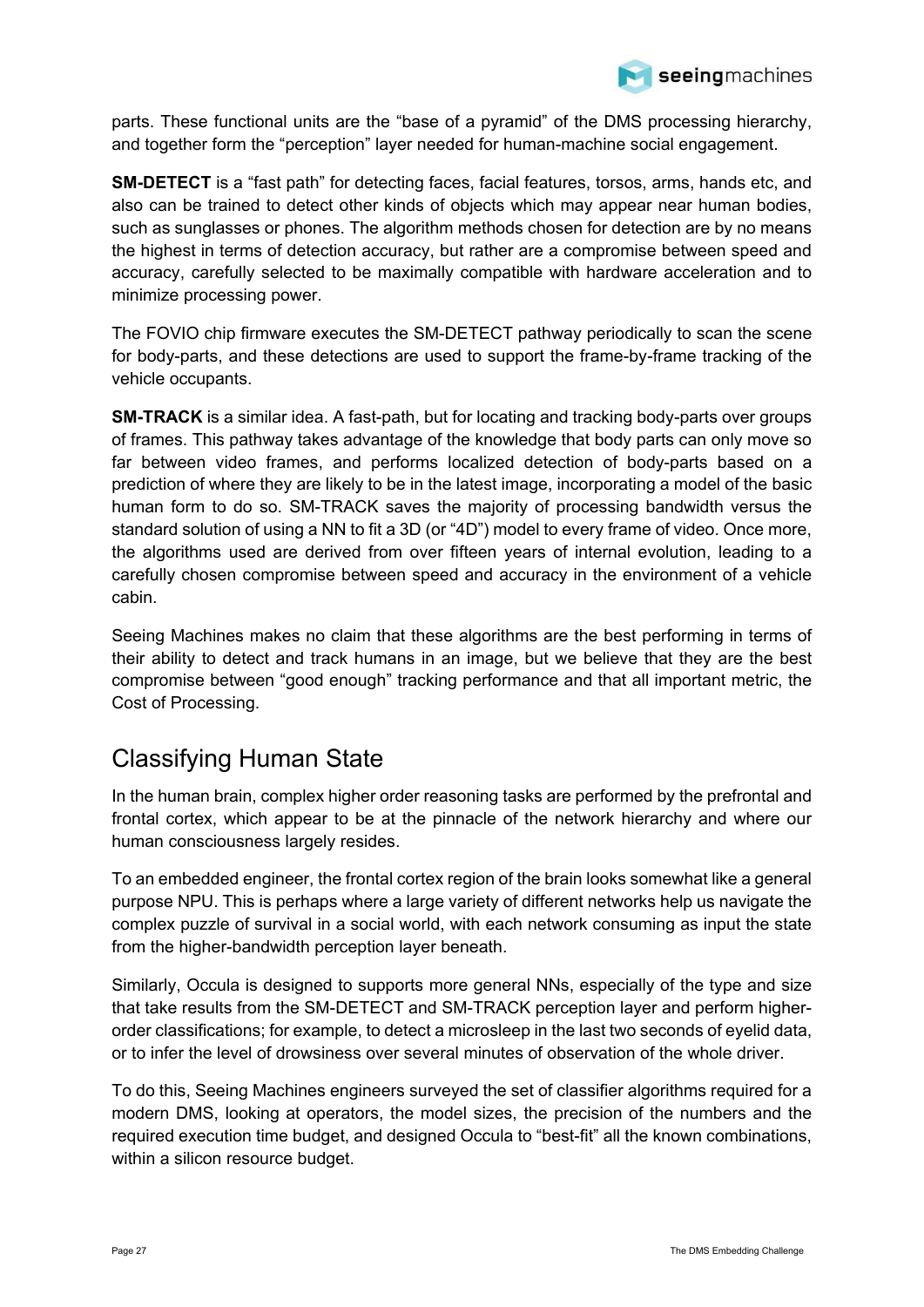parts. These functional units are the "base of a pyramid" of the DMS processing hierarchy, and together form the "perception" layer needed for human-machine social engagement.

**SM-DETECT** is a "fast path" for detecting faces, facial features, torsos, arms, hands etc, and also can be trained to detect other kinds of objects which may appear near human bodies, such as sunglasses or phones. The algorithm methods chosen for detection are by no means the highest in terms of detection accuracy, but rather are a compromise between speed and accuracy, carefully selected to be maximally compatible with hardware acceleration and to minimize processing power.

The FOVIO chip firmware executes the SM-DETECT pathway periodically to scan the scene for body-parts, and these detections are used to support the frame-by-frame tracking of the vehicle occupants.

**SM-TRACK** is a similar idea. A fast-path, but for locating and tracking body-parts over groups of frames. This pathway takes advantage of the knowledge that body parts can only move so far between video frames, and performs localized detection of body-parts based on a prediction of where they are likely to be in the latest image, incorporating a model of the basic human form to do so. SM-TRACK saves the majority of processing bandwidth versus the standard solution of using a NN to fit a 3D (or "4D") model to every frame of video. Once more, the algorithms used are derived from over fifteen years of internal evolution, leading to a carefully chosen compromise between speed and accuracy in the environment of a vehicle cabin.

Seeing Machines makes no claim that these algorithms are the best performing in terms of their ability to detect and track humans in an image, but we believe that they are the best compromise between "good enough" tracking performance and that all important metric, the Cost of Processing.

## Classifying Human State

In the human brain, complex higher order reasoning tasks are performed by the prefrontal and frontal cortex, which appear to be at the pinnacle of the network hierarchy and where our human consciousness largely resides.

To an embedded engineer, the frontal cortex region of the brain looks somewhat like a general purpose NPU. This is perhaps where a large variety of different networks help us navigate the complex puzzle of survival in a social world, with each network consuming as input the state from the higher-bandwidth perception layer beneath.

Similarly, Occula is designed to supports more general NNs, especially of the type and size that take results from the SM-DETECT and SM-TRACK perception layer and perform higher-order classifications; for example, to detect a microsleep in the last two seconds of eyelid data, or to infer the level of drowsiness over several minutes of observation of the whole driver.

To do this, Seeing Machines engineers surveyed the set of classifier algorithms required for a modern DMS, looking at operators, the model sizes, the precision of the numbers and the required execution time budget, and designed Occula to "best-fit" all the known combinations, within a silicon resource budget.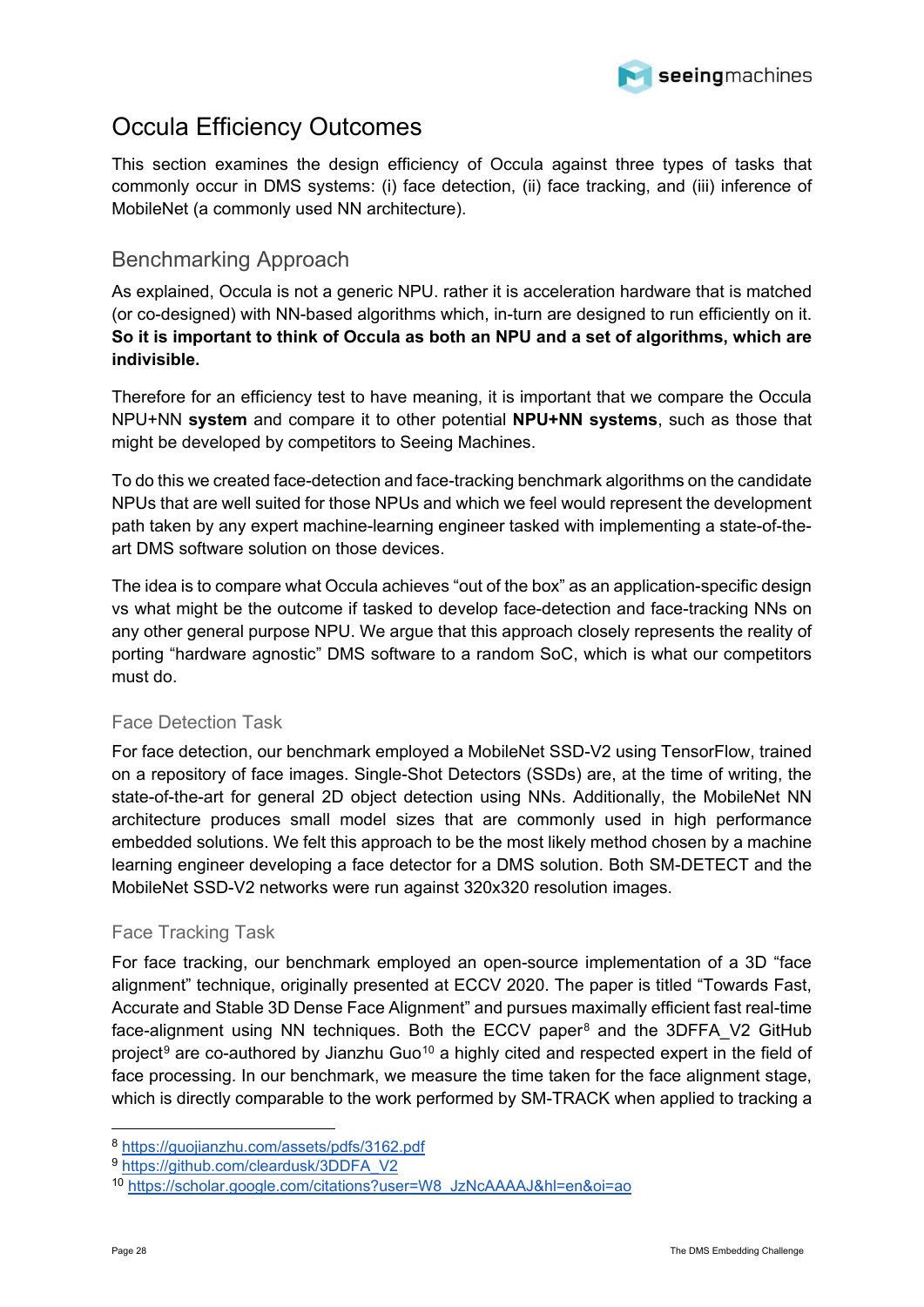# Occula Efficiency Outcomes

This section examines the design efficiency of Occula against three types of tasks that commonly occur in DMS systems: (i) face detection, (ii) face tracking, and (iii) inference of MobileNet (a commonly used NN architecture).

## Benchmarking Approach

As explained, Occula is not a generic NPU. rather it is acceleration hardware that is matched (or co-designed) with NN-based algorithms which, in-turn are designed to run efficiently on it. **So it is important to think of Occula as both an NPU and a set of algorithms, which are indivisible.**

Therefore for an efficiency test to have meaning, it is important that we compare the Occula NPU+NN **system** and compare it to other potential **NPU+NN systems**, such as those that might be developed by competitors to Seeing Machines.

To do this we created face-detection and face-tracking benchmark algorithms on the candidate NPUs that are well suited for those NPUs and which we feel would represent the development path taken by any expert machine-learning engineer tasked with implementing a state-of-the-art DMS software solution on those devices.

The idea is to compare what Occula achieves "out of the box" as an application-specific design vs what might be the outcome if tasked to develop face-detection and face-tracking NNs on any other general purpose NPU. We argue that this approach closely represents the reality of porting "hardware agnostic" DMS software to a random SoC, which is what our competitors must do.

### Face Detection Task

For face detection, our benchmark employed a MobileNet SSD-V2 using TensorFlow, trained on a repository of face images. Single-Shot Detectors (SSDs) are, at the time of writing, the state-of-the-art for general 2D object detection using NNs. Additionally, the MobileNet NN architecture produces small model sizes that are commonly used in high performance embedded solutions. We felt this approach to be the most likely method chosen by a machine learning engineer developing a face detector for a DMS solution. Both SM-DETECT and the MobileNet SSD-V2 networks were run against 320x320 resolution images.

### Face Tracking Task

For face tracking, our benchmark employed an open-source implementation of a 3D "face alignment" technique, originally presented at ECCV 2020. The paper is titled "Towards Fast, Accurate and Stable 3D Dense Face Alignment" and pursues maximally efficient fast real-time face-alignment using NN techniques. Both the ECCV paper[8] and the 3DFFA_V2 GitHub project[9] are co-authored by Jianzhu Guo[10] a highly cited and respected expert in the field of face processing. In our benchmark, we measure the time taken for the face alignment stage, which is directly comparable to the work performed by SM-TRACK when applied to tracking a

[8] https://guojianzhu.com/assets/pdfs/3162.pdf

[9] https://github.com/cleardusk/3DDFA_V2

[10] https://scholar.google.com/citations?user=W8_JzNcAAAAJ&hl=en&oi=ao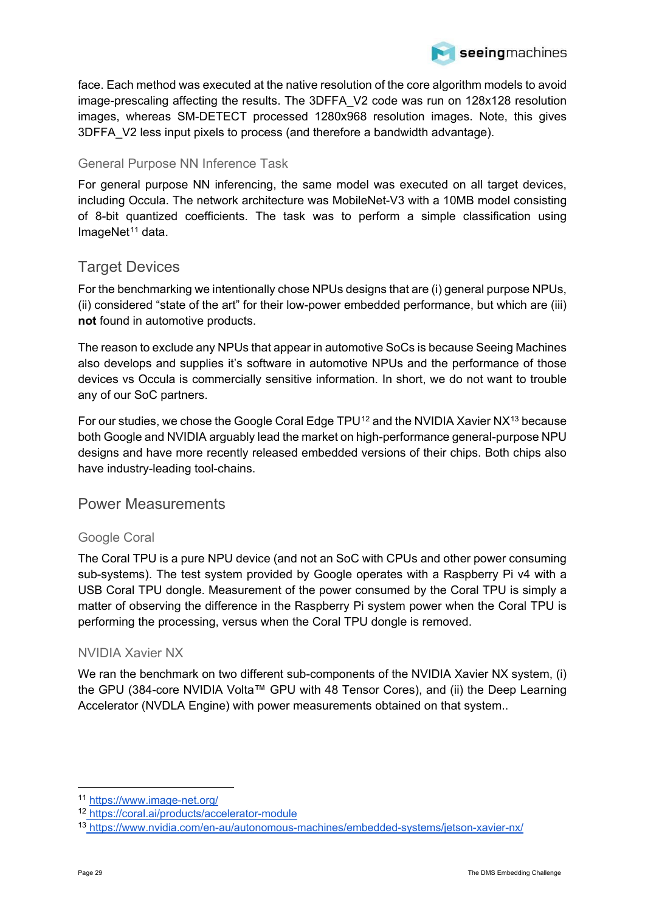face. Each method was executed at the native resolution of the core algorithm models to avoid image-prescaling affecting the results. The 3DFFA_V2 code was run on 128x128 resolution images, whereas SM-DETECT processed 1280x968 resolution images. Note, this gives 3DFFA_V2 less input pixels to process (and therefore a bandwidth advantage).

### General Purpose NN Inference Task

For general purpose NN inferencing, the same model was executed on all target devices, including Occula. The network architecture was MobileNet-V3 with a 10MB model consisting of 8-bit quantized coefficients. The task was to perform a simple classification using ImageNet[11] data.

## Target Devices

For the benchmarking we intentionally chose NPUs designs that are (i) general purpose NPUs, (ii) considered "state of the art" for their low-power embedded performance, but which are (iii) **not** found in automotive products.

The reason to exclude any NPUs that appear in automotive SoCs is because Seeing Machines also develops and supplies it's software in automotive NPUs and the performance of those devices vs Occula is commercially sensitive information. In short, we do not want to trouble any of our SoC partners.

For our studies, we chose the Google Coral Edge TPU[12] and the NVIDIA Xavier NX[13] because both Google and NVIDIA arguably lead the market on high-performance general-purpose NPU designs and have more recently released embedded versions of their chips. Both chips also have industry-leading tool-chains.

## Power Measurements

### Google Coral

The Coral TPU is a pure NPU device (and not an SoC with CPUs and other power consuming sub-systems). The test system provided by Google operates with a Raspberry Pi v4 with a USB Coral TPU dongle. Measurement of the power consumed by the Coral TPU is simply a matter of observing the difference in the Raspberry Pi system power when the Coral TPU is performing the processing, versus when the Coral TPU dongle is removed.

### NVIDIA Xavier NX

We ran the benchmark on two different sub-components of the NVIDIA Xavier NX system, (i) the GPU (384-core NVIDIA Volta™ GPU with 48 Tensor Cores), and (ii) the Deep Learning Accelerator (NVDLA Engine) with power measurements obtained on that system..

---

[11] https://www.image-net.org/

[12] https://coral.ai/products/accelerator-module

[13] https://www.nvidia.com/en-au/autonomous-machines/embedded-systems/jetson-xavier-nx/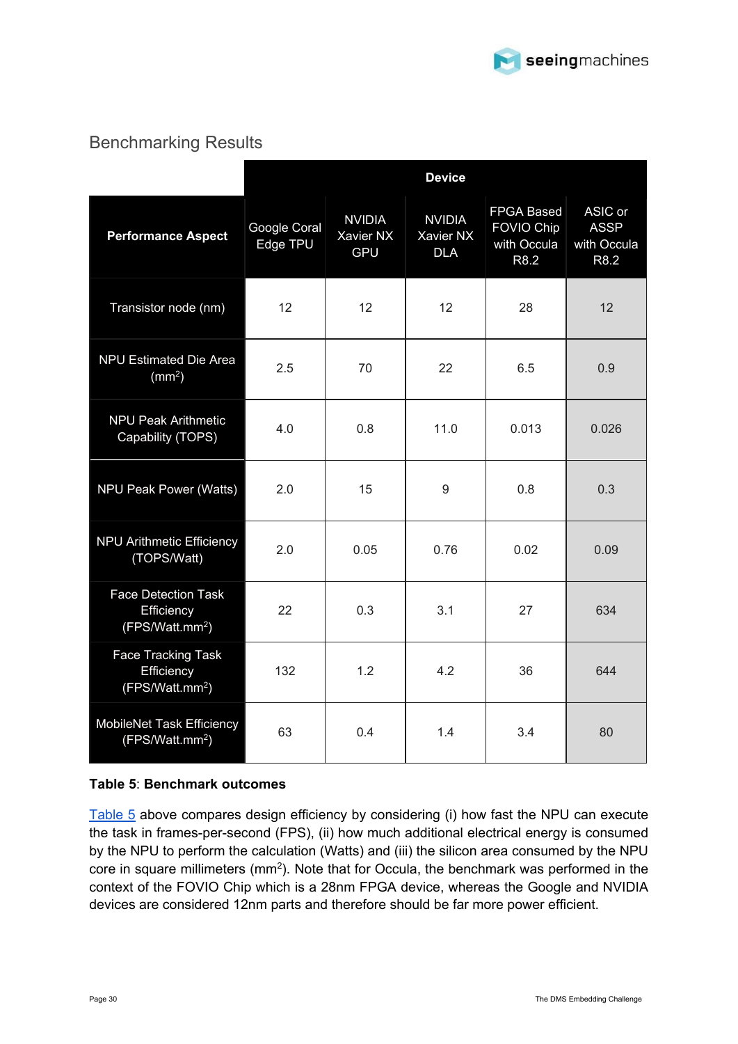## Benchmarking Results

| Performance Aspect | Device | | | | |
|---|---|---|---|---|---|
| | Google Coral Edge TPU | NVIDIA Xavier NX GPU | NVIDIA Xavier NX DLA | FPGA Based FOVIO Chip with Occula R8.2 | ASIC or ASSP with Occula R8.2 |
| Transistor node (nm) | 12 | 12 | 12 | 28 | 12 |
| NPU Estimated Die Area ($mm^2$) | 2.5 | 70 | 22 | 6.5 | 0.9 |
| NPU Peak Arithmetic Capability (TOPS) | 4.0 | 0.8 | 11.0 | 0.013 | 0.026 |
| NPU Peak Power (Watts) | 2.0 | 15 | 9 | 0.8 | 0.3 |
| NPU Arithmetic Efficiency (TOPS/Watt) | 2.0 | 0.05 | 0.76 | 0.02 | 0.09 |
| Face Detection Task Efficiency (FPS/Watt.$mm^2$) | 22 | 0.3 | 3.1 | 27 | 634 |
| Face Tracking Task Efficiency (FPS/Watt.$mm^2$) | 132 | 1.2 | 4.2 | 36 | 644 |
| MobileNet Task Efficiency (FPS/Watt.$mm^2$) | 63 | 0.4 | 1.4 | 3.4 | 80 |

**Table 5**: **Benchmark outcomes**

Table 5 above compares design efficiency by considering (i) how fast the NPU can execute the task in frames-per-second (FPS), (ii) how much additional electrical energy is consumed by the NPU to perform the calculation (Watts) and (iii) the silicon area consumed by the NPU core in square millimeters ($mm^2$). Note that for Occula, the benchmark was performed in the context of the FOVIO Chip which is a 28nm FPGA device, whereas the Google and NVIDIA devices are considered 12nm parts and therefore should be far more power efficient.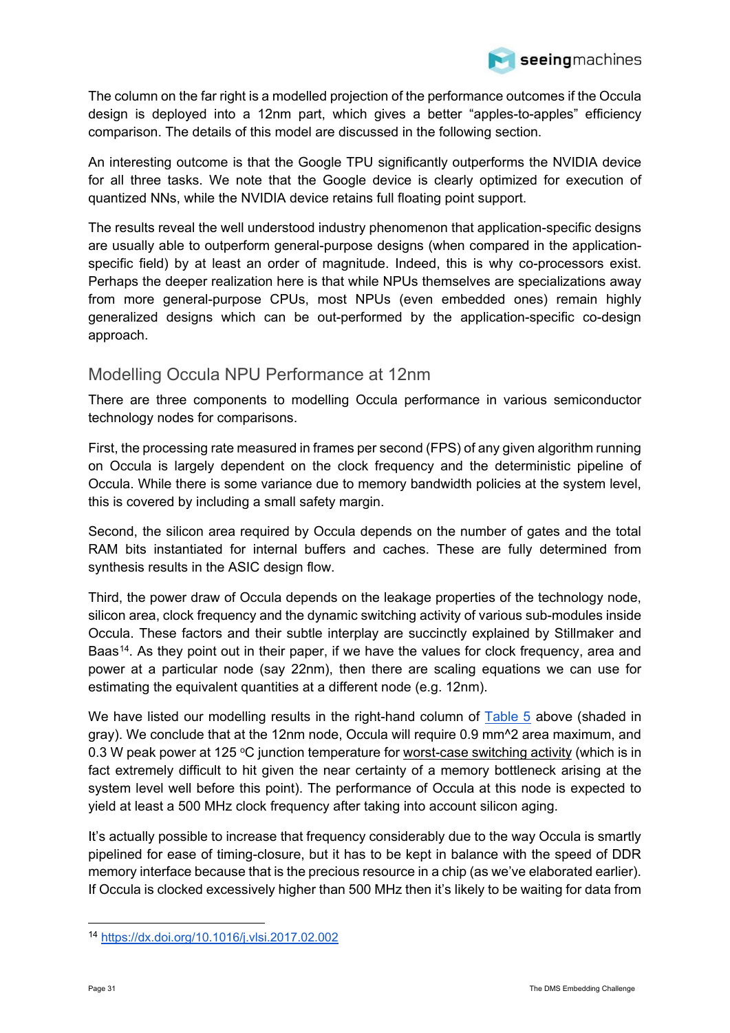The column on the far right is a modelled projection of the performance outcomes if the Occula design is deployed into a 12nm part, which gives a better "apples-to-apples" efficiency comparison. The details of this model are discussed in the following section.

An interesting outcome is that the Google TPU significantly outperforms the NVIDIA device for all three tasks. We note that the Google device is clearly optimized for execution of quantized NNs, while the NVIDIA device retains full floating point support.

The results reveal the well understood industry phenomenon that application-specific designs are usually able to outperform general-purpose designs (when compared in the application-specific field) by at least an order of magnitude. Indeed, this is why co-processors exist. Perhaps the deeper realization here is that while NPUs themselves are specializations away from more general-purpose CPUs, most NPUs (even embedded ones) remain highly generalized designs which can be out-performed by the application-specific co-design approach.

## Modelling Occula NPU Performance at 12nm

There are three components to modelling Occula performance in various semiconductor technology nodes for comparisons.

First, the processing rate measured in frames per second (FPS) of any given algorithm running on Occula is largely dependent on the clock frequency and the deterministic pipeline of Occula. While there is some variance due to memory bandwidth policies at the system level, this is covered by including a small safety margin.

Second, the silicon area required by Occula depends on the number of gates and the total RAM bits instantiated for internal buffers and caches. These are fully determined from synthesis results in the ASIC design flow.

Third, the power draw of Occula depends on the leakage properties of the technology node, silicon area, clock frequency and the dynamic switching activity of various sub-modules inside Occula. These factors and their subtle interplay are succinctly explained by Stillmaker and Baas[14]. As they point out in their paper, if we have the values for clock frequency, area and power at a particular node (say 22nm), then there are scaling equations we can use for estimating the equivalent quantities at a different node (e.g. 12nm).

We have listed our modelling results in the right-hand column of Table 5 above (shaded in gray). We conclude that at the 12nm node, Occula will require 0.9 mm^2 area maximum, and 0.3 W peak power at 125 °C junction temperature for worst-case switching activity (which is in fact extremely difficult to hit given the near certainty of a memory bottleneck arising at the system level well before this point). The performance of Occula at this node is expected to yield at least a 500 MHz clock frequency after taking into account silicon aging.

It's actually possible to increase that frequency considerably due to the way Occula is smartly pipelined for ease of timing-closure, but it has to be kept in balance with the speed of DDR memory interface because that is the precious resource in a chip (as we've elaborated earlier). If Occula is clocked excessively higher than 500 MHz then it's likely to be waiting for data from

[14] https://dx.doi.org/10.1016/j.vlsi.2017.02.002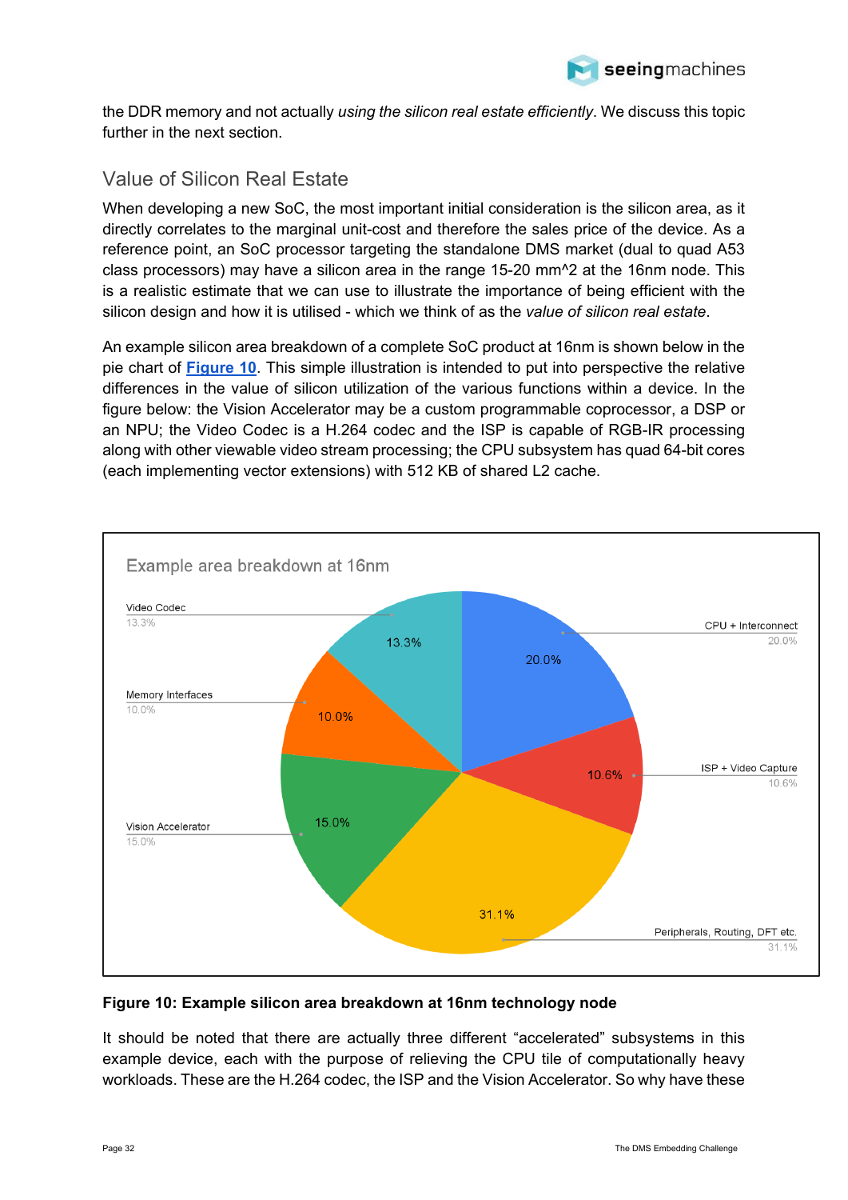the DDR memory and not actually *using the silicon real estate efficiently*. We discuss this topic further in the next section.

## Value of Silicon Real Estate

When developing a new SoC, the most important initial consideration is the silicon area, as it directly correlates to the marginal unit-cost and therefore the sales price of the device. As a reference point, an SoC processor targeting the standalone DMS market (dual to quad A53 class processors) may have a silicon area in the range 15-20 mm^2 at the 16nm node. This is a realistic estimate that we can use to illustrate the importance of being efficient with the silicon design and how it is utilised - which we think of as the *value of silicon real estate*.

An example silicon area breakdown of a complete SoC product at 16nm is shown below in the pie chart of **Figure 10**. This simple illustration is intended to put into perspective the relative differences in the value of silicon utilization of the various functions within a device. In the figure below: the Vision Accelerator may be a custom programmable coprocessor, a DSP or an NPU; the Video Codec is a H.264 codec and the ISP is capable of RGB-IR processing along with other viewable video stream processing; the CPU subsystem has quad 64-bit cores (each implementing vector extensions) with 512 KB of shared L2 cache.

Example area breakdown at 16nm

| Component | Share |
|---|---|
| CPU + Interconnect | 20.0% |
| ISP + Video Capture | 10.6% |
| Peripherals, Routing, DFT etc. | 31.1% |
| Vision Accelerator | 15.0% |
| Memory Interfaces | 10.0% |
| Video Codec | 13.3% |

**Figure 10: Example silicon area breakdown at 16nm technology node**

It should be noted that there are actually three different "accelerated" subsystems in this example device, each with the purpose of relieving the CPU tile of computationally heavy workloads. These are the H.264 codec, the ISP and the Vision Accelerator. So why have these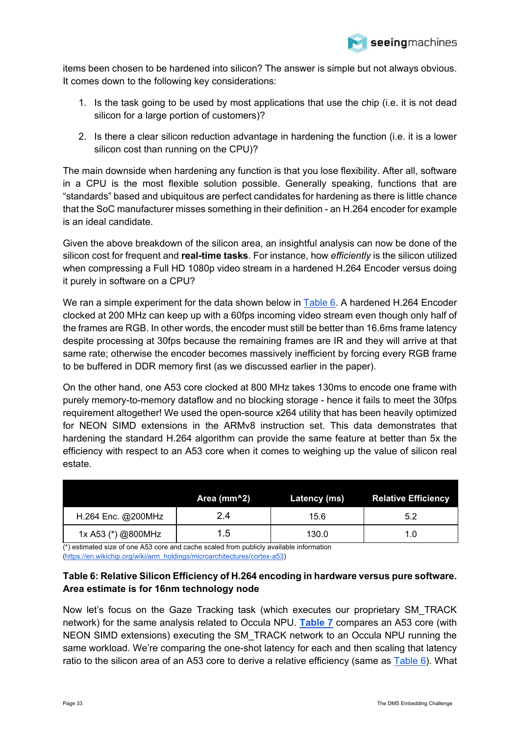items been chosen to be hardened into silicon? The answer is simple but not always obvious. It comes down to the following key considerations:

1. Is the task going to be used by most applications that use the chip (i.e. it is not dead silicon for a large portion of customers)?
2. Is there a clear silicon reduction advantage in hardening the function (i.e. it is a lower silicon cost than running on the CPU)?

The main downside when hardening any function is that you lose flexibility. After all, software in a CPU is the most flexible solution possible. Generally speaking, functions that are "standards" based and ubiquitous are perfect candidates for hardening as there is little chance that the SoC manufacturer misses something in their definition - an H.264 encoder for example is an ideal candidate.

Given the above breakdown of the silicon area, an insightful analysis can now be done of the silicon cost for frequent and **real-time tasks**. For instance, how *efficiently* is the silicon utilized when compressing a Full HD 1080p video stream in a hardened H.264 Encoder versus doing it purely in software on a CPU?

We ran a simple experiment for the data shown below in Table 6. A hardened H.264 Encoder clocked at 200 MHz can keep up with a 60fps incoming video stream even though only half of the frames are RGB. In other words, the encoder must still be better than 16.6ms frame latency despite processing at 30fps because the remaining frames are IR and they will arrive at that same rate; otherwise the encoder becomes massively inefficient by forcing every RGB frame to be buffered in DDR memory first (as we discussed earlier in the paper).

On the other hand, one A53 core clocked at 800 MHz takes 130ms to encode one frame with purely memory-to-memory dataflow and no blocking storage - hence it fails to meet the 30fps requirement altogether! We used the open-source x264 utility that has been heavily optimized for NEON SIMD extensions in the ARMv8 instruction set. This data demonstrates that hardening the standard H.264 algorithm can provide the same feature at better than 5x the efficiency with respect to an A53 core when it comes to weighing up the value of silicon real estate.

| | Area (mm^2) | Latency (ms) | Relative Efficiency |
|---|---|---|---|
| H.264 Enc. @200MHz | 2.4 | 15.6 | 5.2 |
| 1x A53 (*) @800MHz | 1.5 | 130.0 | 1.0 |

(*) estimated size of one A53 core and cache scaled from publicly available information (https://en.wikichip.org/wiki/arm_holdings/microarchitectures/cortex-a53)

**Table 6: Relative Silicon Efficiency of H.264 encoding in hardware versus pure software. Area estimate is for 16nm technology node**

Now let's focus on the Gaze Tracking task (which executes our proprietary SM_TRACK network) for the same analysis related to Occula NPU. **Table 7** compares an A53 core (with NEON SIMD extensions) executing the SM_TRACK network to an Occula NPU running the same workload. We're comparing the one-shot latency for each and then scaling that latency ratio to the silicon area of an A53 core to derive a relative efficiency (same as Table 6). What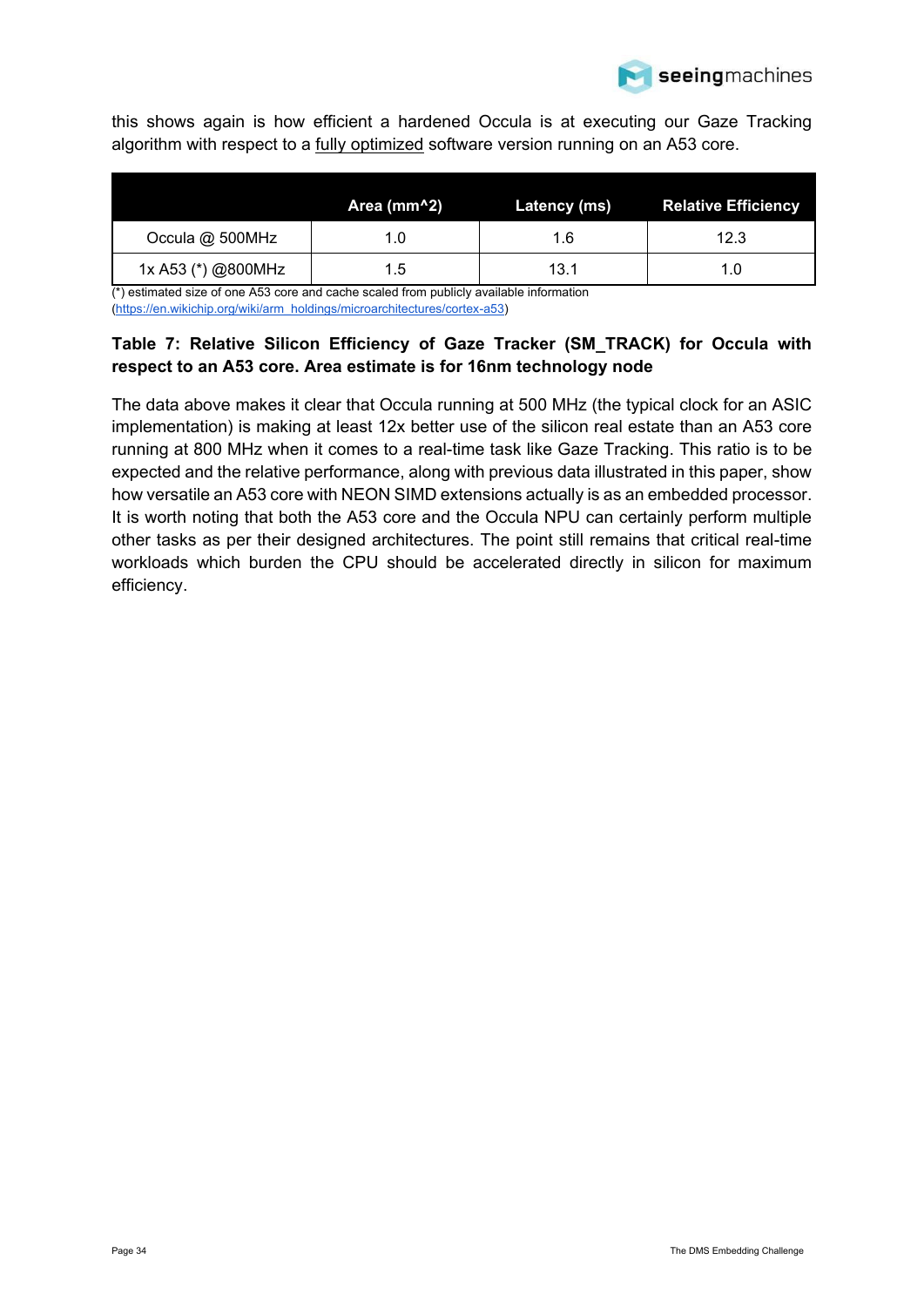this shows again is how efficient a hardened Occula is at executing our Gaze Tracking algorithm with respect to a fully optimized software version running on an A53 core.

| | Area (mm^2) | Latency (ms) | Relative Efficiency |
|---|---|---|---|
| Occula @ 500MHz | 1.0 | 1.6 | 12.3 |
| 1x A53 (*) @800MHz | 1.5 | 13.1 | 1.0 |

(*) estimated size of one A53 core and cache scaled from publicly available information (https://en.wikichip.org/wiki/arm_holdings/microarchitectures/cortex-a53)

**Table 7: Relative Silicon Efficiency of Gaze Tracker (SM_TRACK) for Occula with respect to an A53 core. Area estimate is for 16nm technology node**

The data above makes it clear that Occula running at 500 MHz (the typical clock for an ASIC implementation) is making at least 12x better use of the silicon real estate than an A53 core running at 800 MHz when it comes to a real-time task like Gaze Tracking. This ratio is to be expected and the relative performance, along with previous data illustrated in this paper, show how versatile an A53 core with NEON SIMD extensions actually is as an embedded processor. It is worth noting that both the A53 core and the Occula NPU can certainly perform multiple other tasks as per their designed architectures. The point still remains that critical real-time workloads which burden the CPU should be accelerated directly in silicon for maximum efficiency.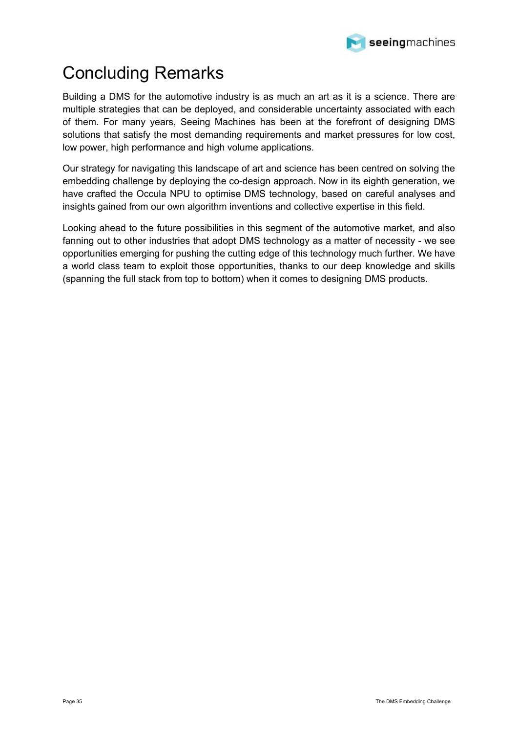# Concluding Remarks

Building a DMS for the automotive industry is as much an art as it is a science. There are multiple strategies that can be deployed, and considerable uncertainty associated with each of them. For many years, Seeing Machines has been at the forefront of designing DMS solutions that satisfy the most demanding requirements and market pressures for low cost, low power, high performance and high volume applications.

Our strategy for navigating this landscape of art and science has been centred on solving the embedding challenge by deploying the co-design approach. Now in its eighth generation, we have crafted the Occula NPU to optimise DMS technology, based on careful analyses and insights gained from our own algorithm inventions and collective expertise in this field.

Looking ahead to the future possibilities in this segment of the automotive market, and also fanning out to other industries that adopt DMS technology as a matter of necessity - we see opportunities emerging for pushing the cutting edge of this technology much further. We have a world class team to exploit those opportunities, thanks to our deep knowledge and skills (spanning the full stack from top to bottom) when it comes to designing DMS products.